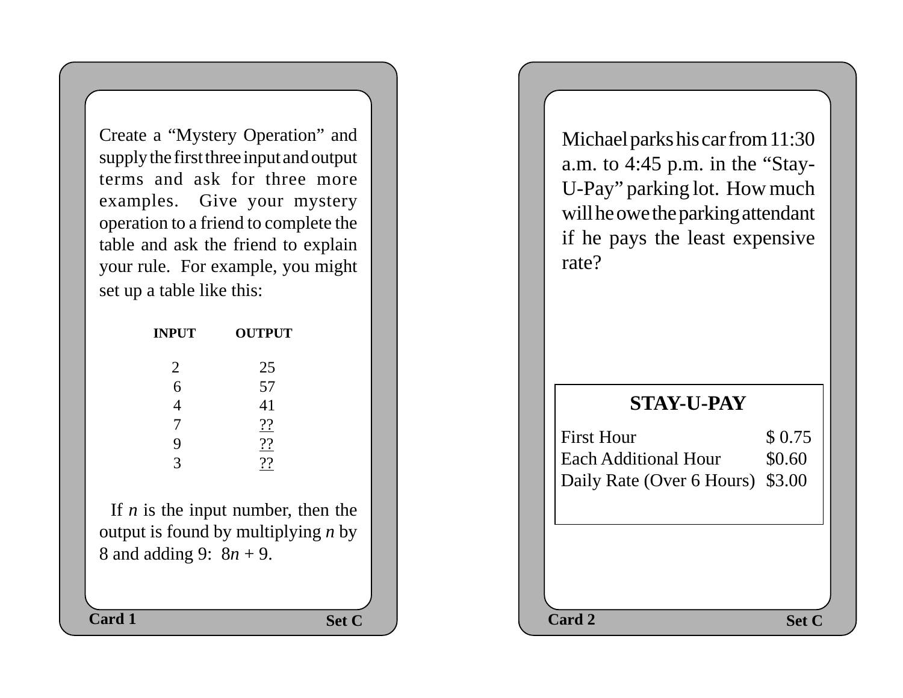Create a “Mystery Operation” and supply the first three input and output terms and ask for three more examples. Give your mystery operation to a friend to complete the table and ask the friend to explain your rule. For example, you might set up a table like this:

| INPUT | OUTPUT |
|---|---|
| 2 | 25 |
| 6 | 57 |
| 4 | 41 |
| 7 | ?? |
| 9 | ?? |
| 3 | ?? |

If $n$ is the input number, then the output is found by multiplying $n$ by 8 and adding 9: $8n + 9$.

Card 1 Set C

Michael parks his car from 11:30 a.m. to 4:45 p.m. in the “Stay-U-Pay” parking lot. How much will he owe the parking attendant if he pays the least expensive rate?

| STAY-U-PAY | |
|---|---|
| First Hour | $ 0.75 |
| Each Additional Hour | $0.60 |
| Daily Rate (Over 6 Hours) | $3.00 |

Card 2 Set C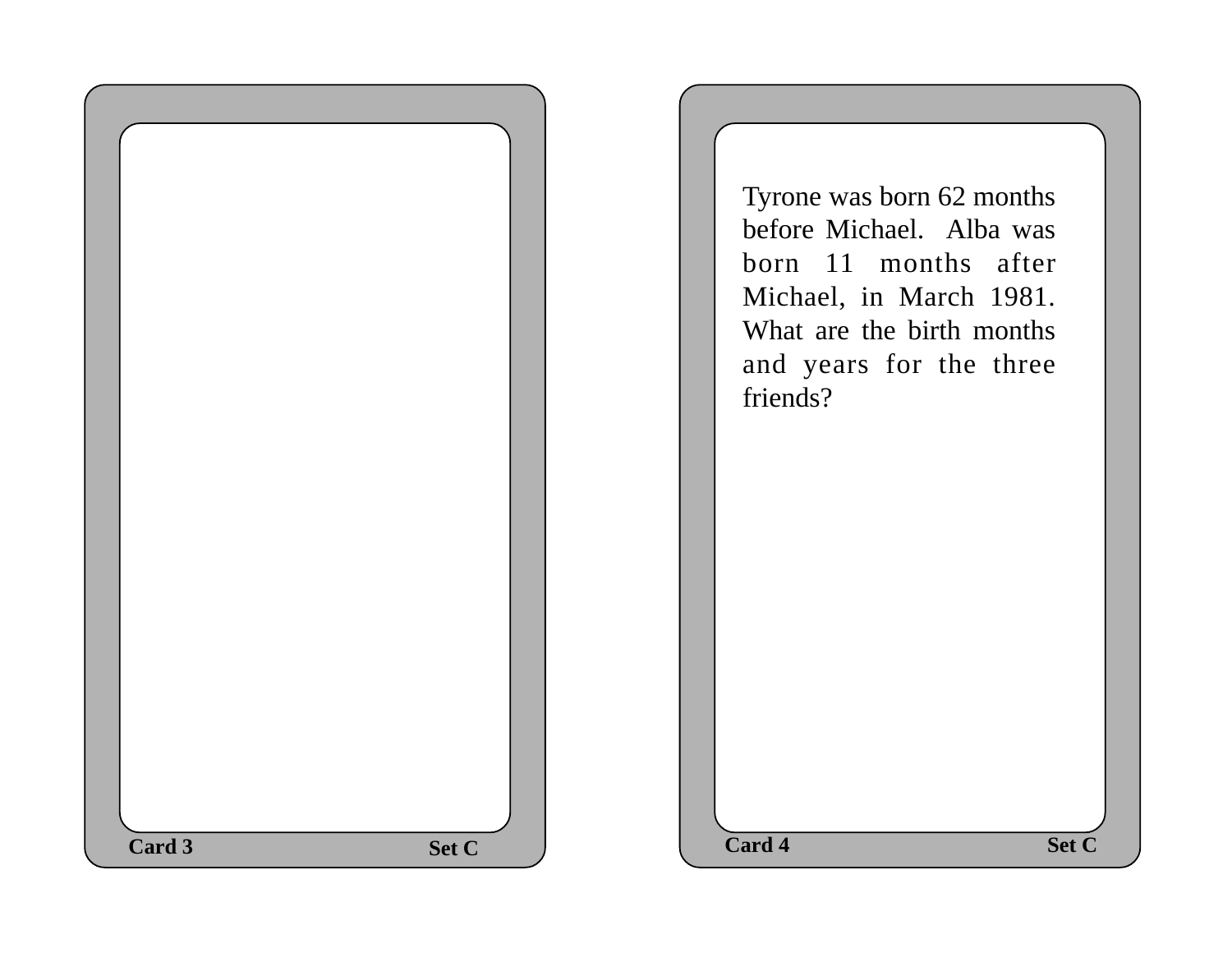Tyrone was born 62 months before Michael. Alba was born 11 months after Michael, in March 1981. What are the birth months and years for the three friends?

Card 4 Set C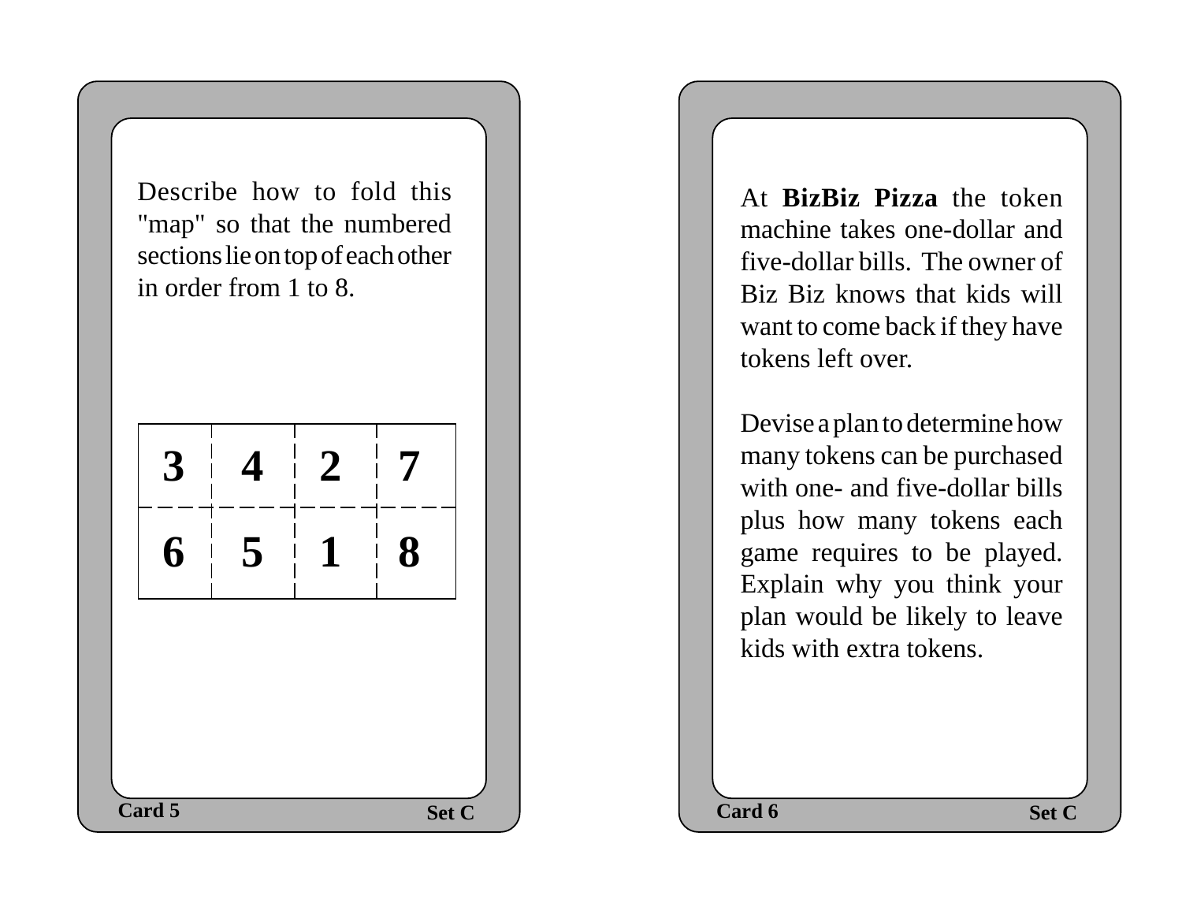Describe how to fold this "map" so that the numbered sections lie on top of each other in order from 1 to 8.

| | | | |
|---|---|---|---|
| **3** | **4** | **2** | **7** |
| **6** | **5** | **1** | **8** |

Card 5 Set C

At **BizBiz Pizza** the token machine takes one-dollar and five-dollar bills. The owner of Biz Biz knows that kids will want to come back if they have tokens left over.

Devise a plan to determine how many tokens can be purchased with one- and five-dollar bills plus how many tokens each game requires to be played. Explain why you think your plan would be likely to leave kids with extra tokens.

Card 6 Set C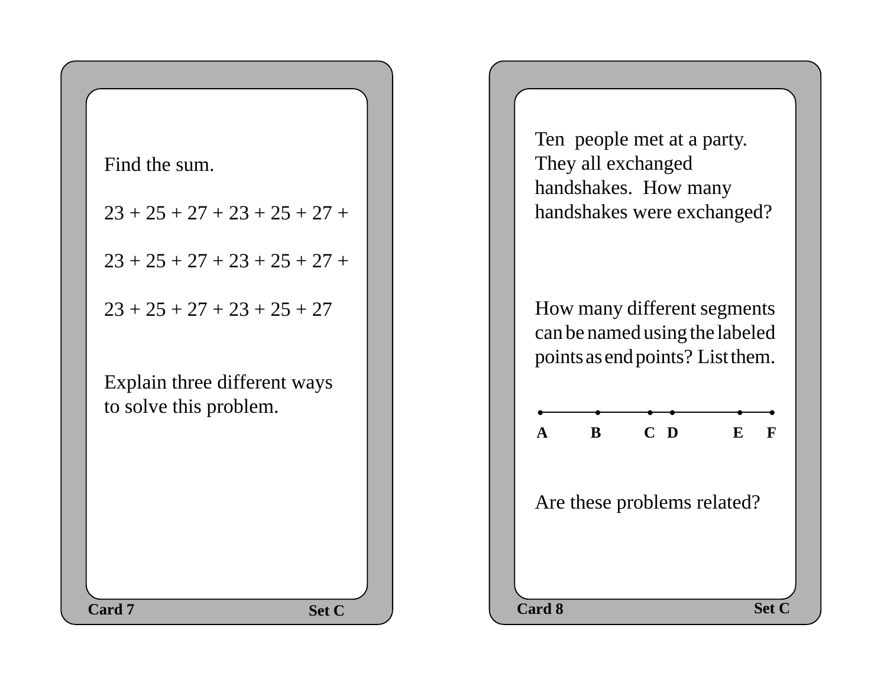Find the sum.

23 + 25 + 27 + 23 + 25 + 27 +

23 + 25 + 27 + 23 + 25 + 27 +

23 + 25 + 27 + 23 + 25 + 27

Explain three different ways to solve this problem.

Card 7 Set C

---

Ten people met at a party. They all exchanged handshakes. How many handshakes were exchanged?

How many different segments can be named using the labeled points as end points? List them.

A B C D E F

Are these problems related?

Card 8 Set C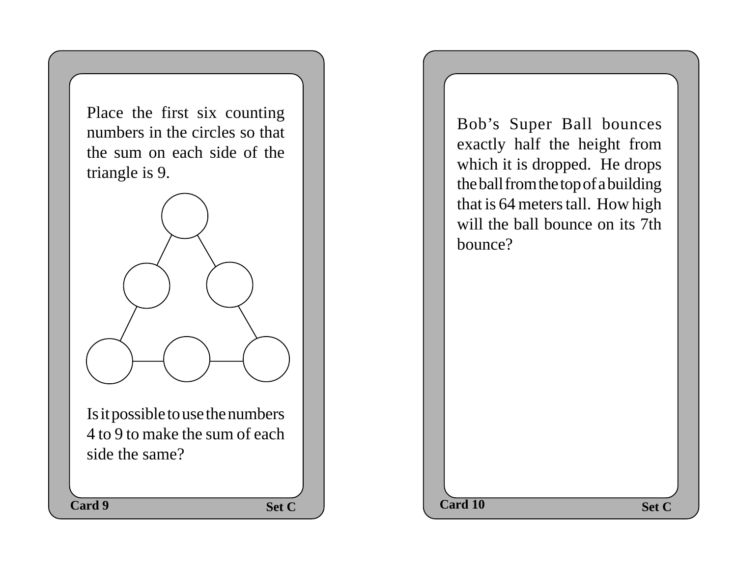Place the first six counting numbers in the circles so that the sum on each side of the triangle is 9.

Is it possible to use the numbers 4 to 9 to make the sum of each side the same?

**Card 9** **Set C**

Bob's Super Ball bounces exactly half the height from which it is dropped. He drops the ball from the top of a building that is 64 meters tall. How high will the ball bounce on its 7th bounce?

**Card 10** **Set C**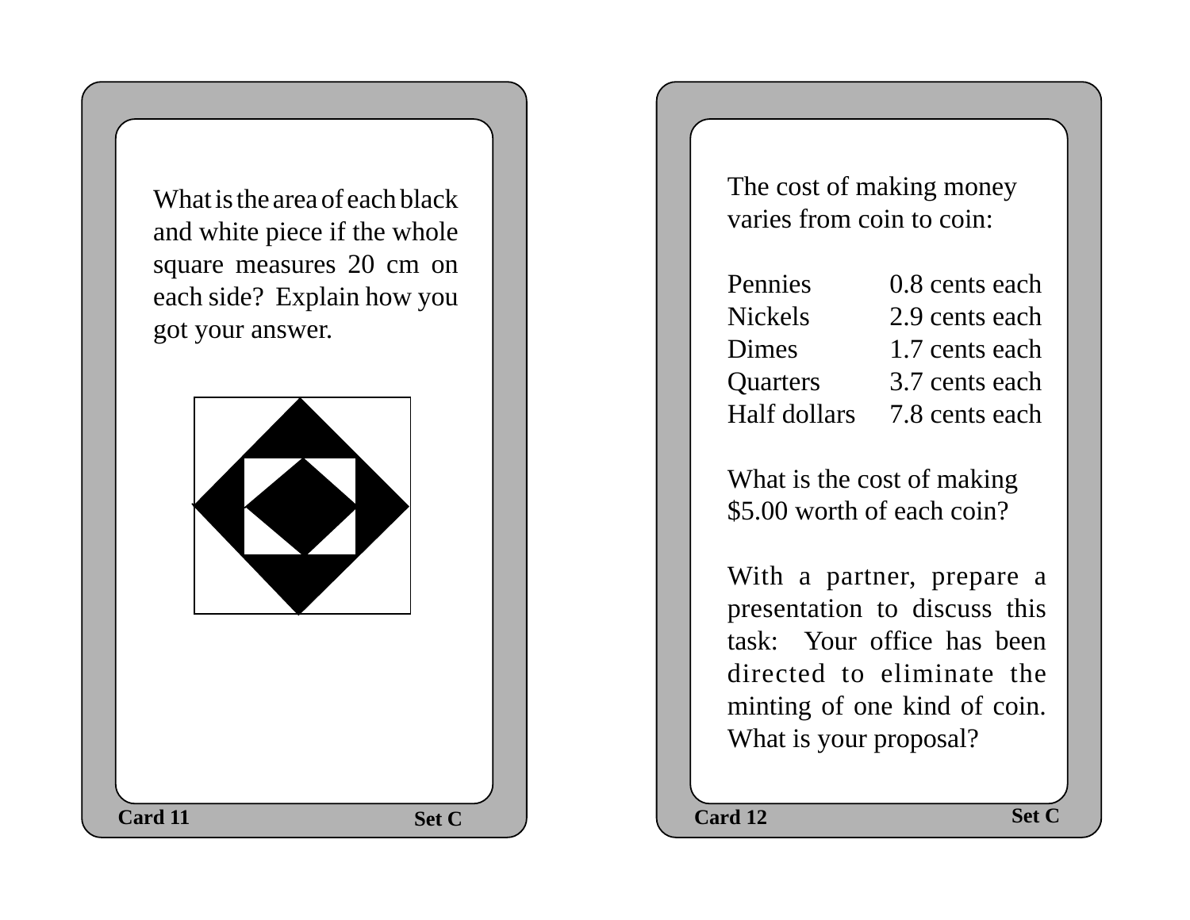What is the area of each black and white piece if the whole square measures 20 cm on each side? Explain how you got your answer.

**Card 11** **Set C**

The cost of making money varies from coin to coin:

| | |
|---|---|
| Pennies | 0.8 cents each |
| Nickels | 2.9 cents each |
| Dimes | 1.7 cents each |
| Quarters | 3.7 cents each |
| Half dollars | 7.8 cents each |

What is the cost of making $5.00 worth of each coin?

With a partner, prepare a presentation to discuss this task: Your office has been directed to eliminate the minting of one kind of coin. What is your proposal?

**Card 12** **Set C**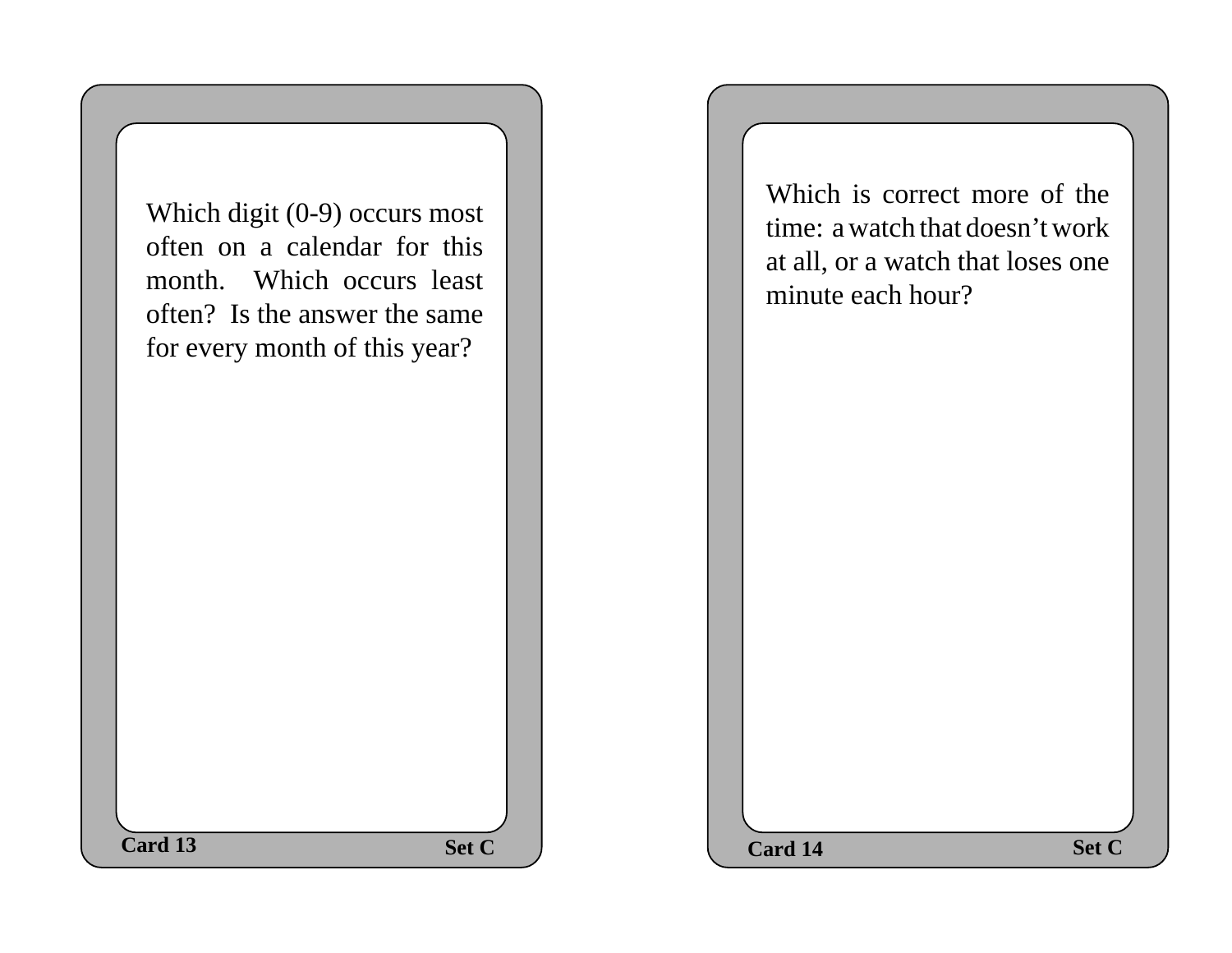Which digit (0-9) occurs most often on a calendar for this month. Which occurs least often? Is the answer the same for every month of this year?

**Card 13** **Set C**

Which is correct more of the time: a watch that doesn't work at all, or a watch that loses one minute each hour?

**Card 14** **Set C**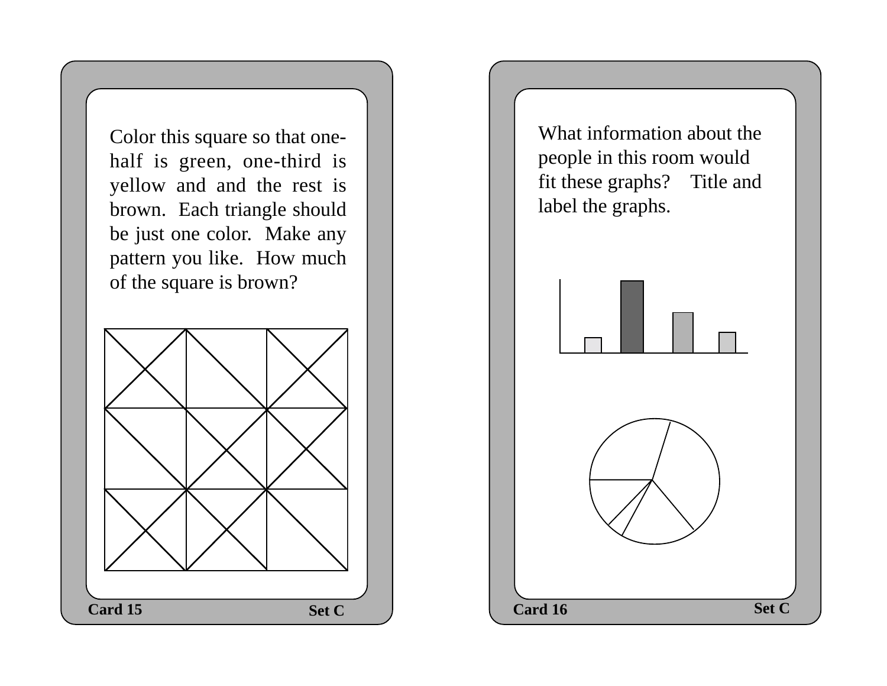Color this square so that one-half is green, one-third is yellow and and the rest is brown. Each triangle should be just one color. Make any pattern you like. How much of the square is brown?

**Card 15** **Set C**

What information about the people in this room would fit these graphs? Title and label the graphs.

**Card 16** **Set C**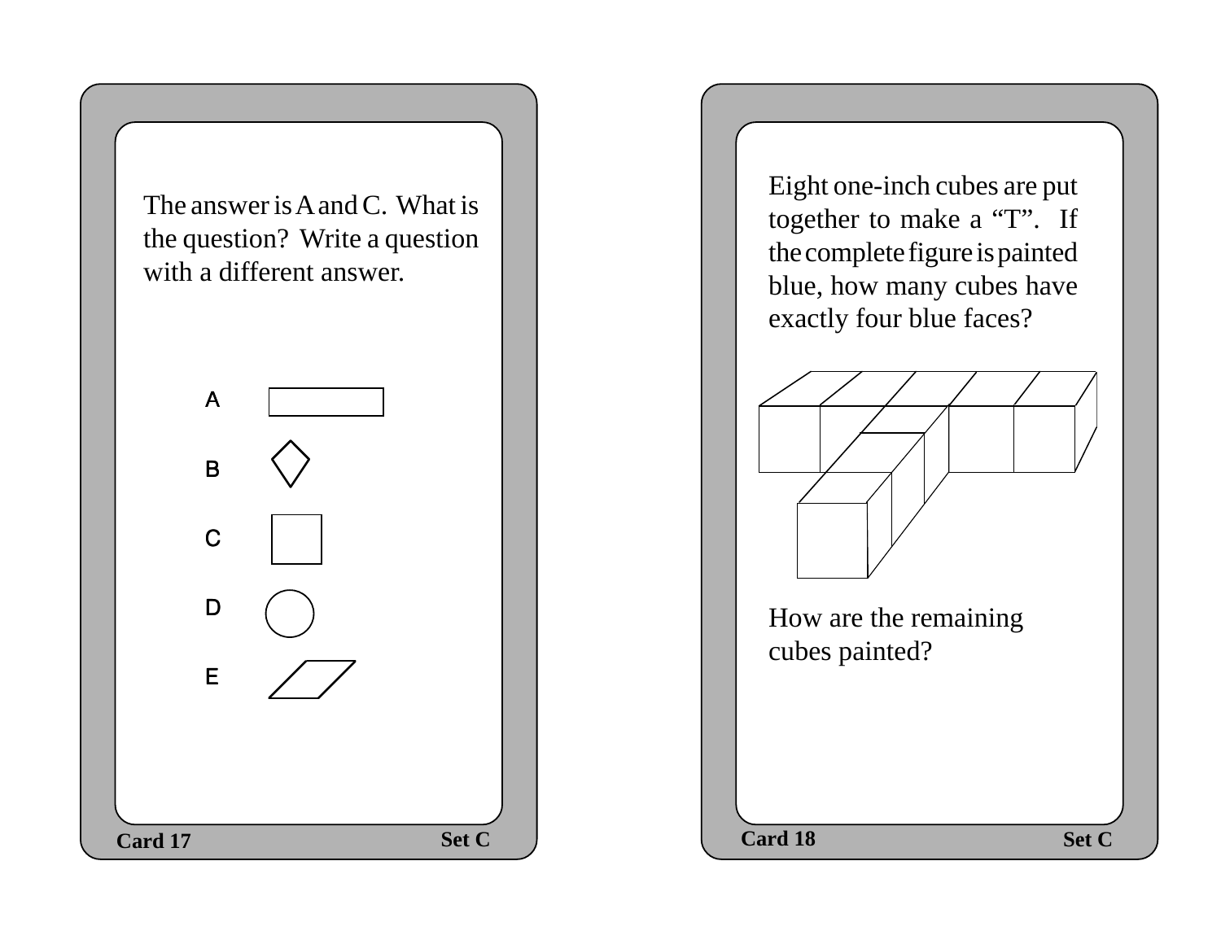The answer is A and C. What is the question? Write a question with a different answer.

A

B

C

D

E

Card 17 Set C

Eight one-inch cubes are put together to make a "T". If the complete figure is painted blue, how many cubes have exactly four blue faces?

How are the remaining cubes painted?

Card 18 Set C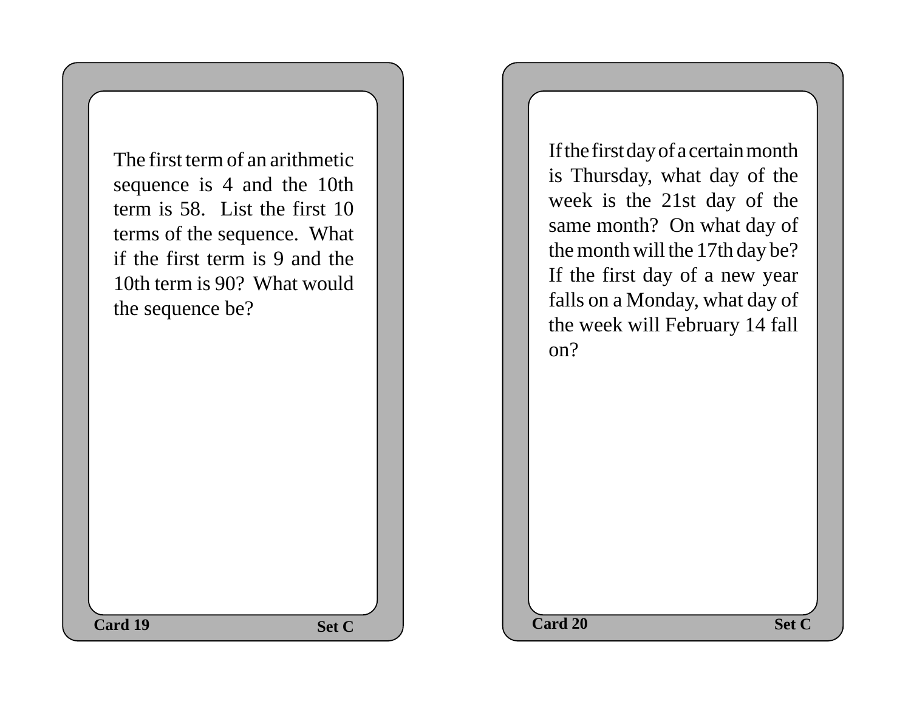The first term of an arithmetic sequence is 4 and the 10th term is 58. List the first 10 terms of the sequence. What if the first term is 9 and the 10th term is 90? What would the sequence be?

**Card 19** **Set C**

If the first day of a certain month is Thursday, what day of the week is the 21st day of the same month? On what day of the month will the 17th day be? If the first day of a new year falls on a Monday, what day of the week will February 14 fall on?

**Card 20** **Set C**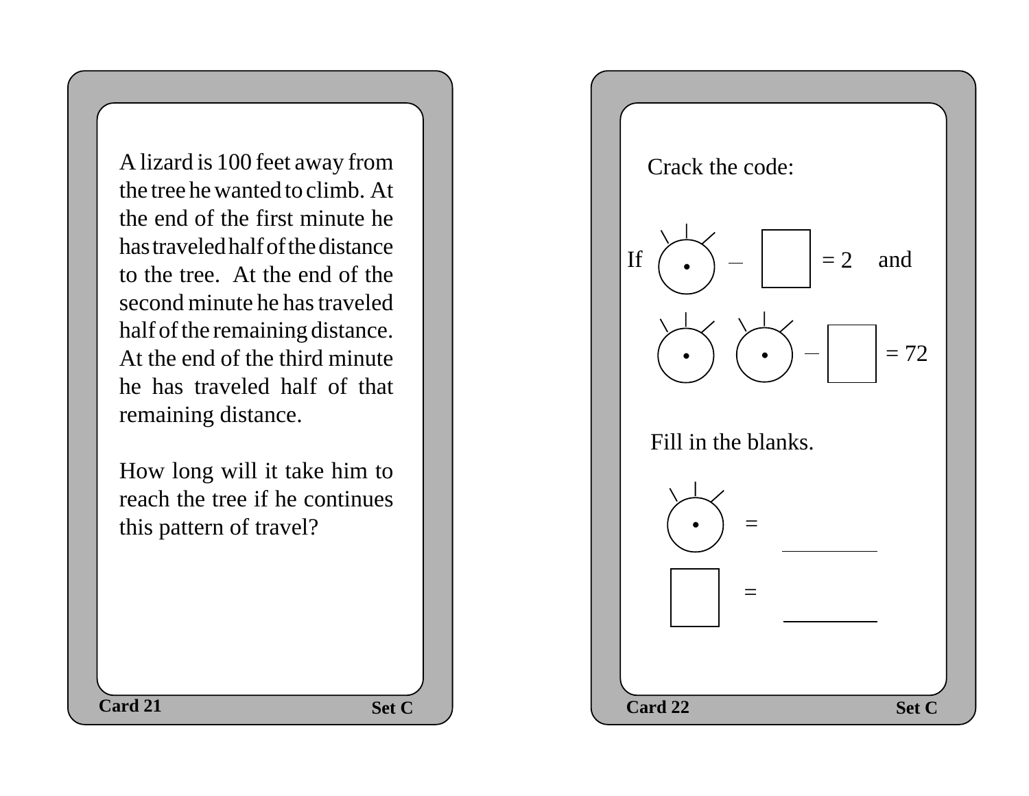A lizard is 100 feet away from the tree he wanted to climb. At the end of the first minute he has traveled half of the distance to the tree. At the end of the second minute he has traveled half of the remaining distance. At the end of the third minute he has traveled half of that remaining distance.

How long will it take him to reach the tree if he continues this pattern of travel?

Card 21 Set C

Crack the code:

If ☉ – ☐ = 2 and

☉ ☉ – ☐ = 72

Fill in the blanks.

☉ = ________

☐ = ________

Card 22 Set C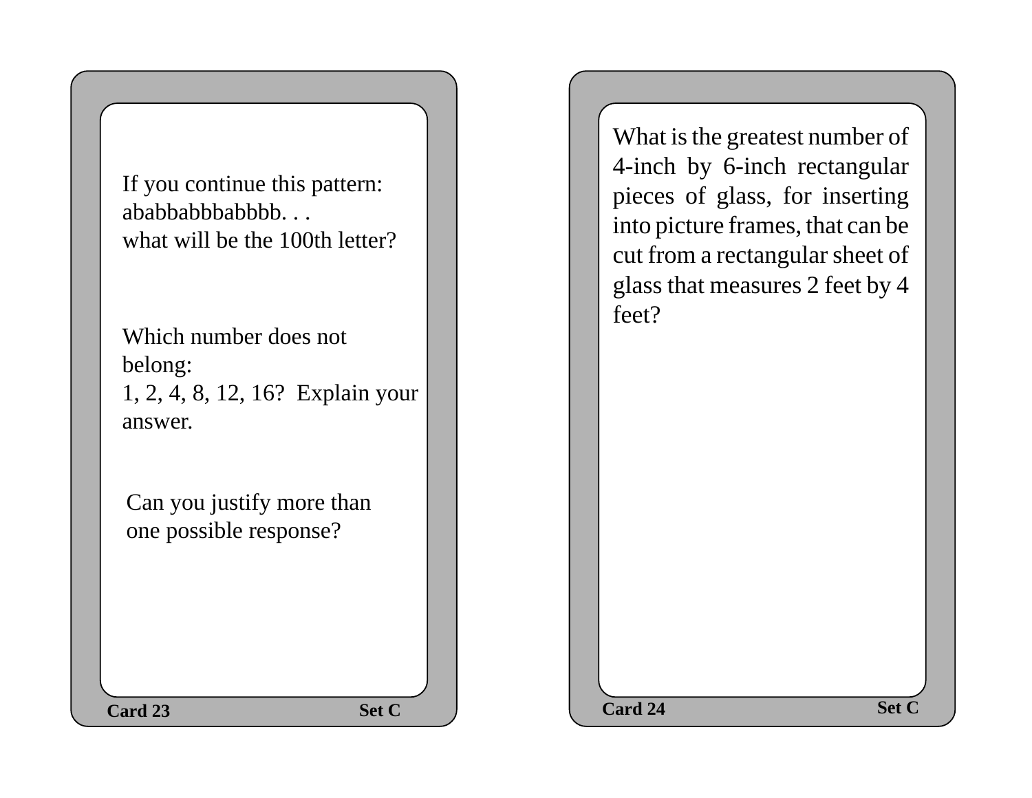If you continue this pattern:
ababbabbbabbbb. . .
what will be the 100th letter?

Which number does not belong:
1, 2, 4, 8, 12, 16? Explain your answer.

Can you justify more than one possible response?

**Card 23** **Set C**

What is the greatest number of 4-inch by 6-inch rectangular pieces of glass, for inserting into picture frames, that can be cut from a rectangular sheet of glass that measures 2 feet by 4 feet?

**Card 24** **Set C**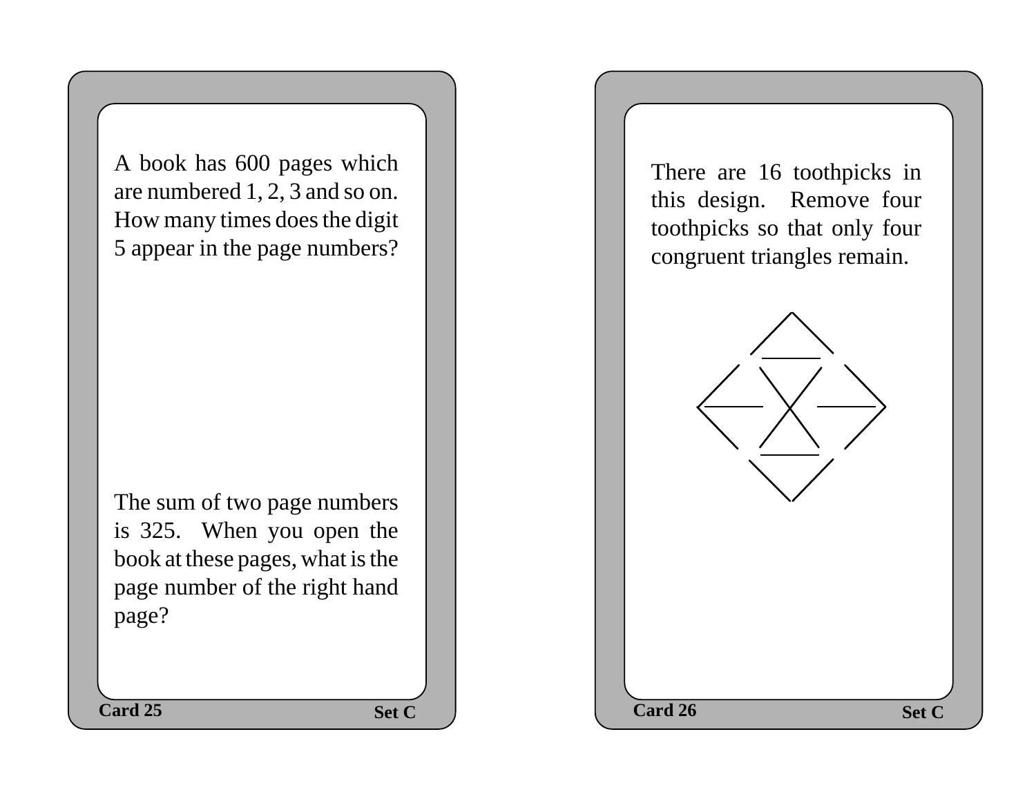A book has 600 pages which are numbered 1, 2, 3 and so on. How many times does the digit 5 appear in the page numbers?

The sum of two page numbers is 325. When you open the book at these pages, what is the page number of the right hand page?

Card 25 Set C

There are 16 toothpicks in this design. Remove four toothpicks so that only four congruent triangles remain.

Card 26 Set C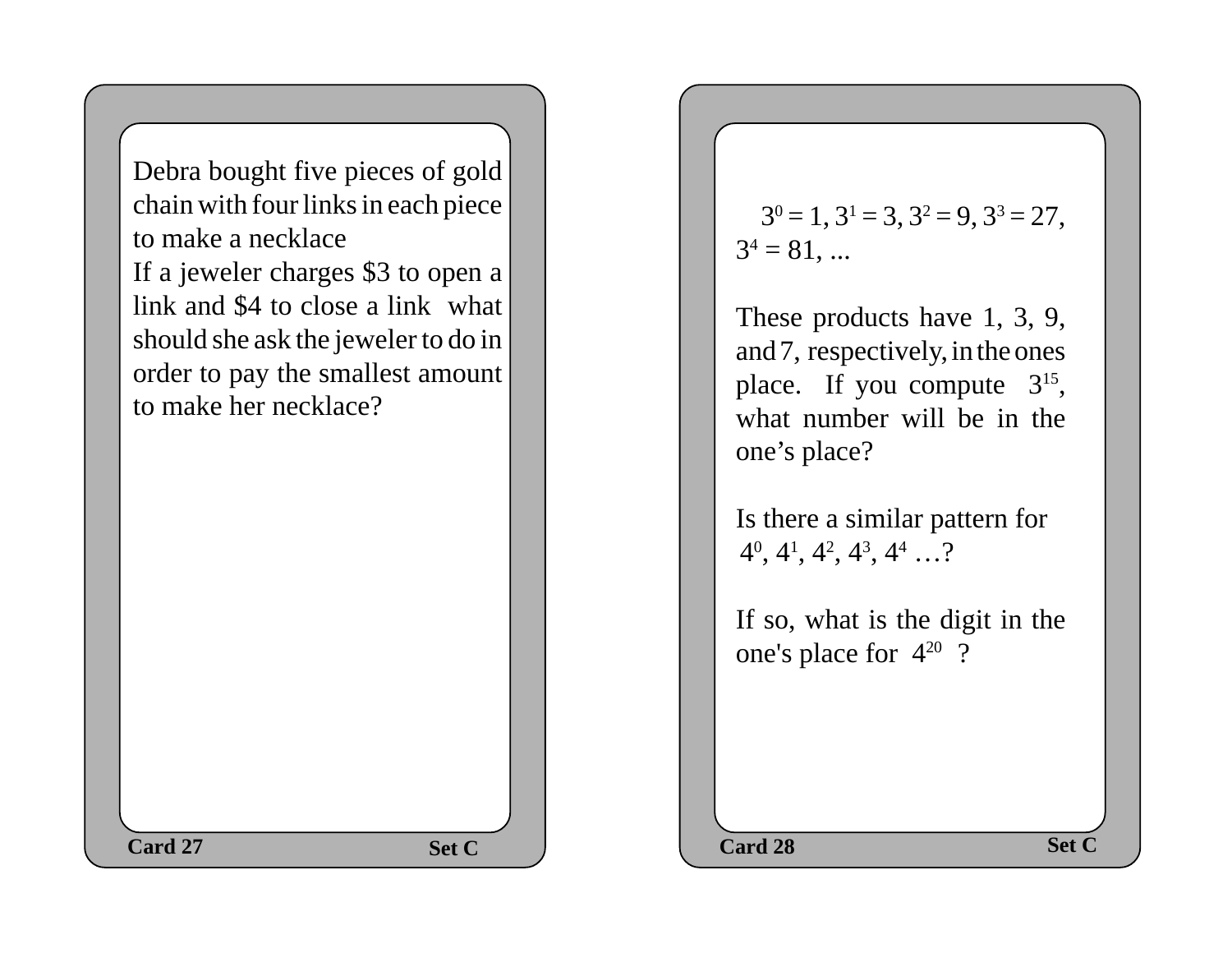Debra bought five pieces of gold chain with four links in each piece to make a necklace
If a jeweler charges $3 to open a link and $4 to close a link  what should she ask the jeweler to do in order to pay the smallest amount to make her necklace?

**Card 27** **Set C**

---

$3^0 = 1$, $3^1 = 3$, $3^2 = 9$, $3^3 = 27$, $3^4 = 81$, ...

These products have 1, 3, 9, and 7, respectively, in the ones place.  If you compute  $3^{15}$, what number will be in the one's place?

Is there a similar pattern for
$4^0$, $4^1$, $4^2$, $4^3$, $4^4$ …?

If so, what is the digit in the one's place for  $4^{20}$  ?

**Card 28** **Set C**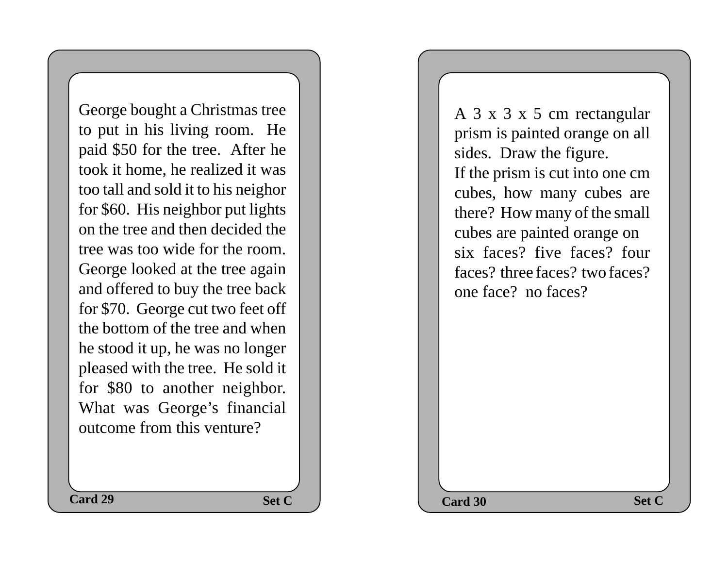George bought a Christmas tree to put in his living room. He paid $50 for the tree. After he took it home, he realized it was too tall and sold it to his neighor for $60. His neighbor put lights on the tree and then decided the tree was too wide for the room. George looked at the tree again and offered to buy the tree back for $70. George cut two feet off the bottom of the tree and when he stood it up, he was no longer pleased with the tree. He sold it for $80 to another neighbor. What was George's financial outcome from this venture?

**Card 29** **Set C**

A 3 x 3 x 5 cm rectangular prism is painted orange on all sides. Draw the figure.
If the prism is cut into one cm cubes, how many cubes are there? How many of the small cubes are painted orange on six faces? five faces? four faces? three faces? two faces? one face? no faces?

**Card 30** **Set C**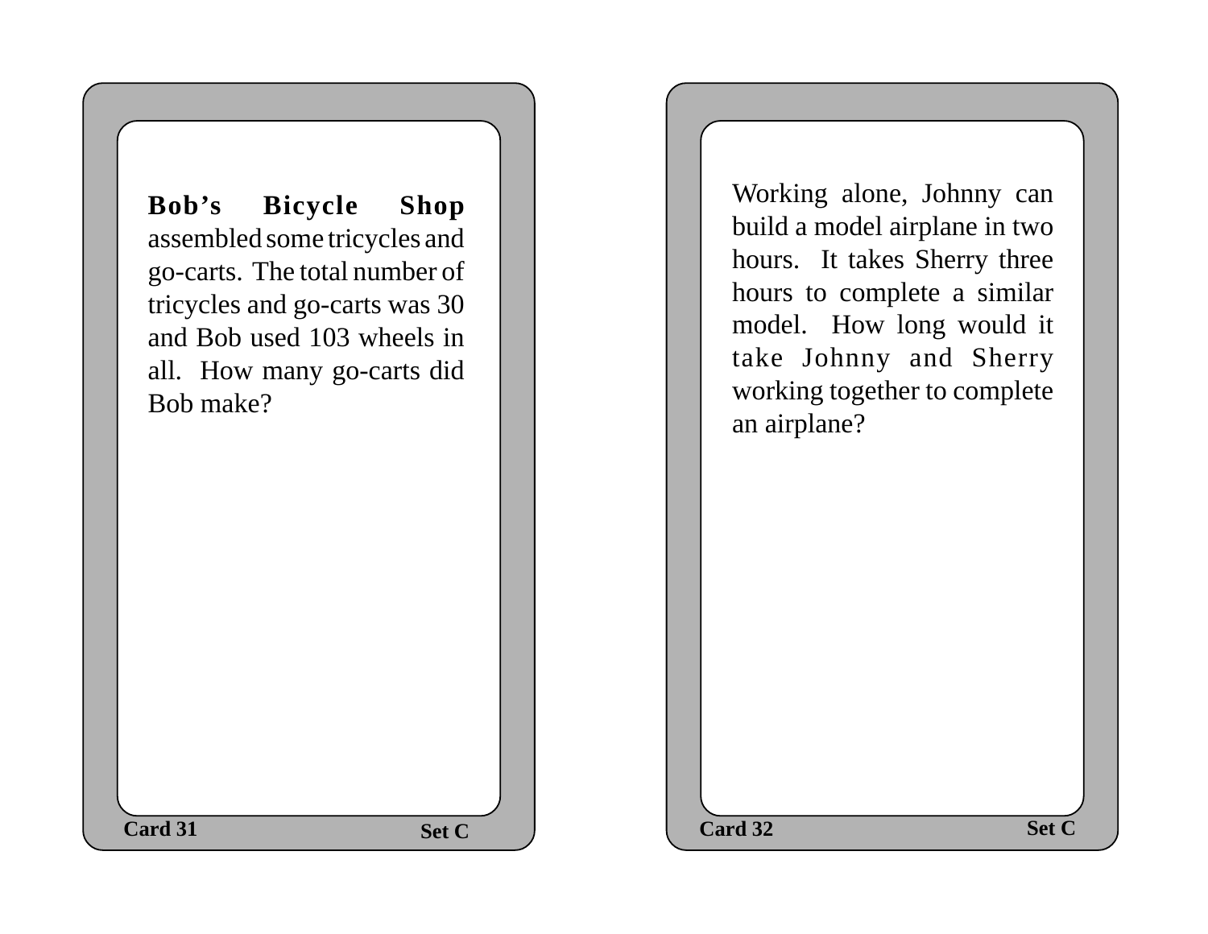**Bob's Bicycle Shop** assembled some tricycles and go-carts. The total number of tricycles and go-carts was 30 and Bob used 103 wheels in all. How many go-carts did Bob make?

**Card 31** **Set C**

Working alone, Johnny can build a model airplane in two hours. It takes Sherry three hours to complete a similar model. How long would it take Johnny and Sherry working together to complete an airplane?

**Card 32** **Set C**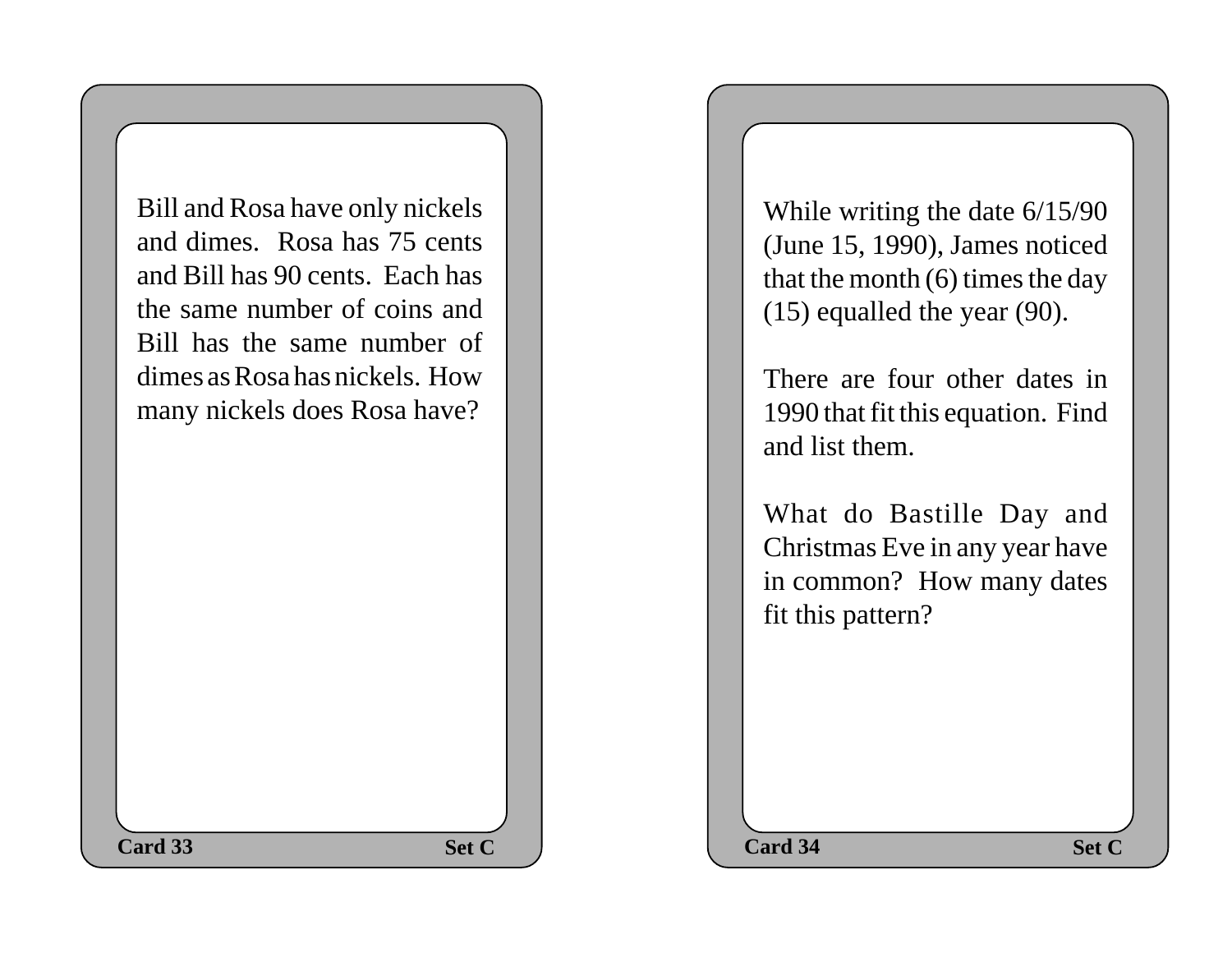Bill and Rosa have only nickels and dimes. Rosa has 75 cents and Bill has 90 cents. Each has the same number of coins and Bill has the same number of dimes as Rosa has nickels. How many nickels does Rosa have?

**Card 33** **Set C**

While writing the date 6/15/90 (June 15, 1990), James noticed that the month (6) times the day (15) equalled the year (90).

There are four other dates in 1990 that fit this equation. Find and list them.

What do Bastille Day and Christmas Eve in any year have in common? How many dates fit this pattern?

**Card 34** **Set C**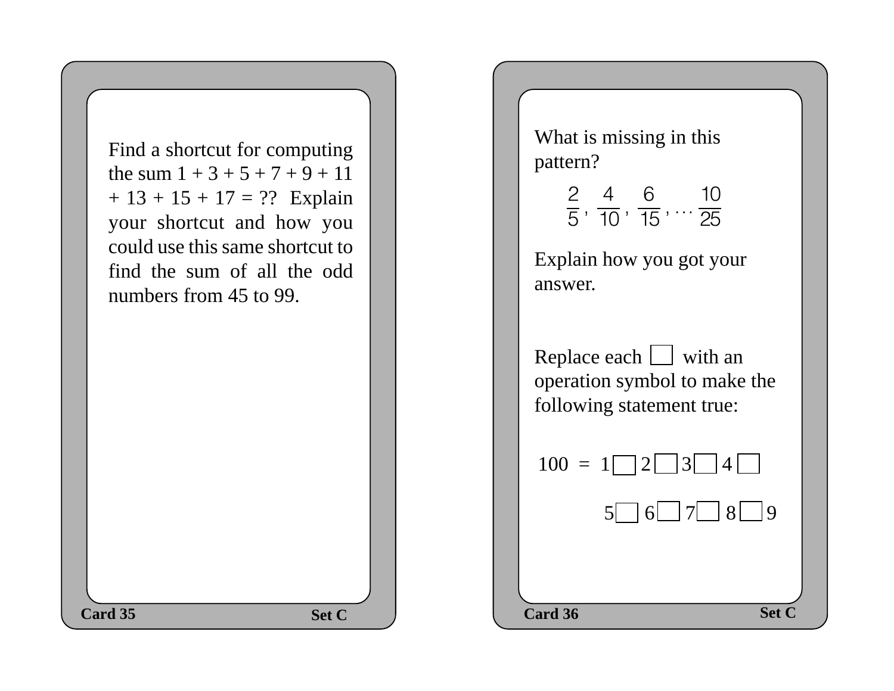Find a shortcut for computing the sum 1 + 3 + 5 + 7 + 9 + 11 + 13 + 15 + 17 = ?? Explain your shortcut and how you could use this same shortcut to find the sum of all the odd numbers from 45 to 99.

Card 35 Set C

What is missing in this pattern?

$$\frac{2}{5}, \frac{4}{10}, \frac{6}{15}, \ldots \frac{10}{25}$$

Explain how you got your answer.

Replace each ☐ with an operation symbol to make the following statement true:

100 = 1 ☐ 2 ☐ 3 ☐ 4 ☐ 5 ☐ 6 ☐ 7 ☐ 8 ☐ 9

Card 36 Set C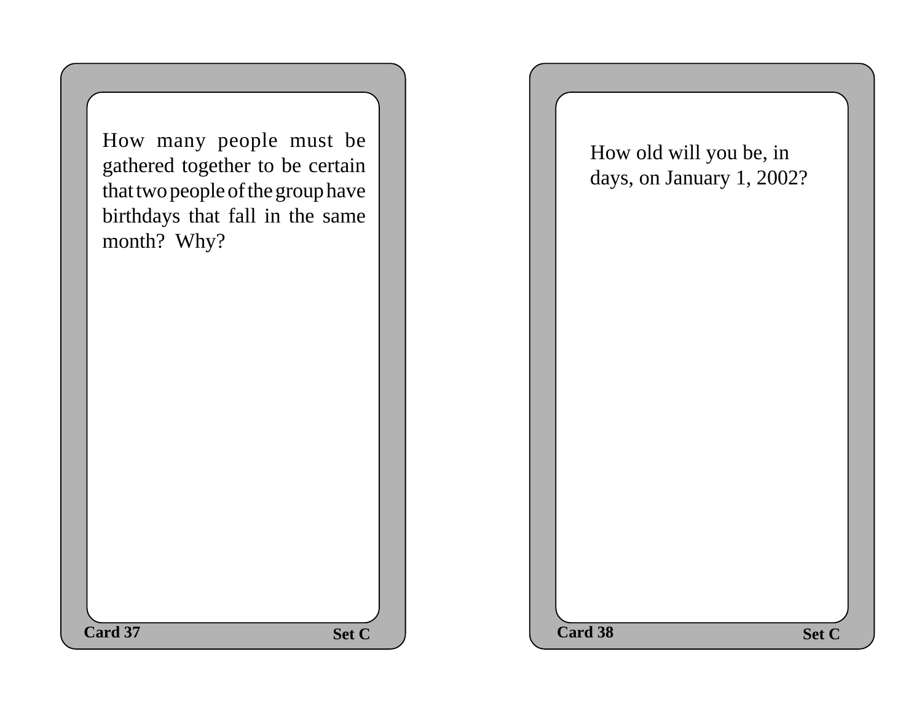How many people must be gathered together to be certain that two people of the group have birthdays that fall in the same month? Why?

Card 37 — Set C

How old will you be, in days, on January 1, 2002?

Card 38 — Set C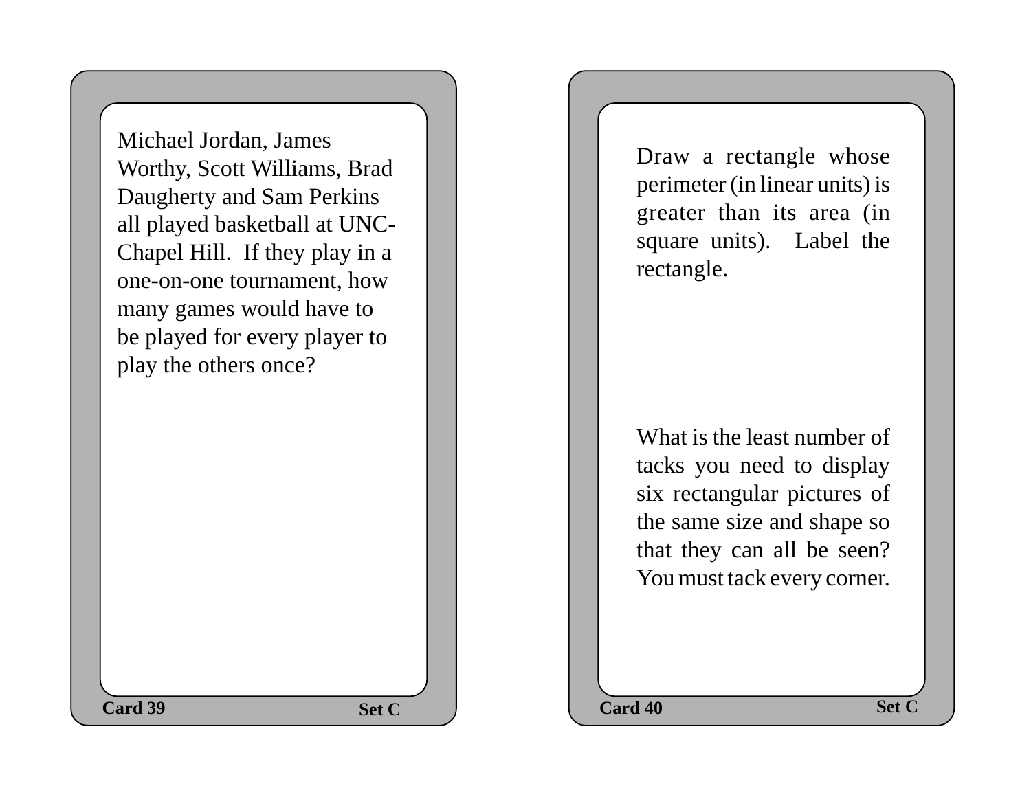Michael Jordan, James Worthy, Scott Williams, Brad Daugherty and Sam Perkins all played basketball at UNC-Chapel Hill. If they play in a one-on-one tournament, how many games would have to be played for every player to play the others once?

Card 39 Set C

---

Draw a rectangle whose perimeter (in linear units) is greater than its area (in square units). Label the rectangle.

What is the least number of tacks you need to display six rectangular pictures of the same size and shape so that they can all be seen? You must tack every corner.

Card 40 Set C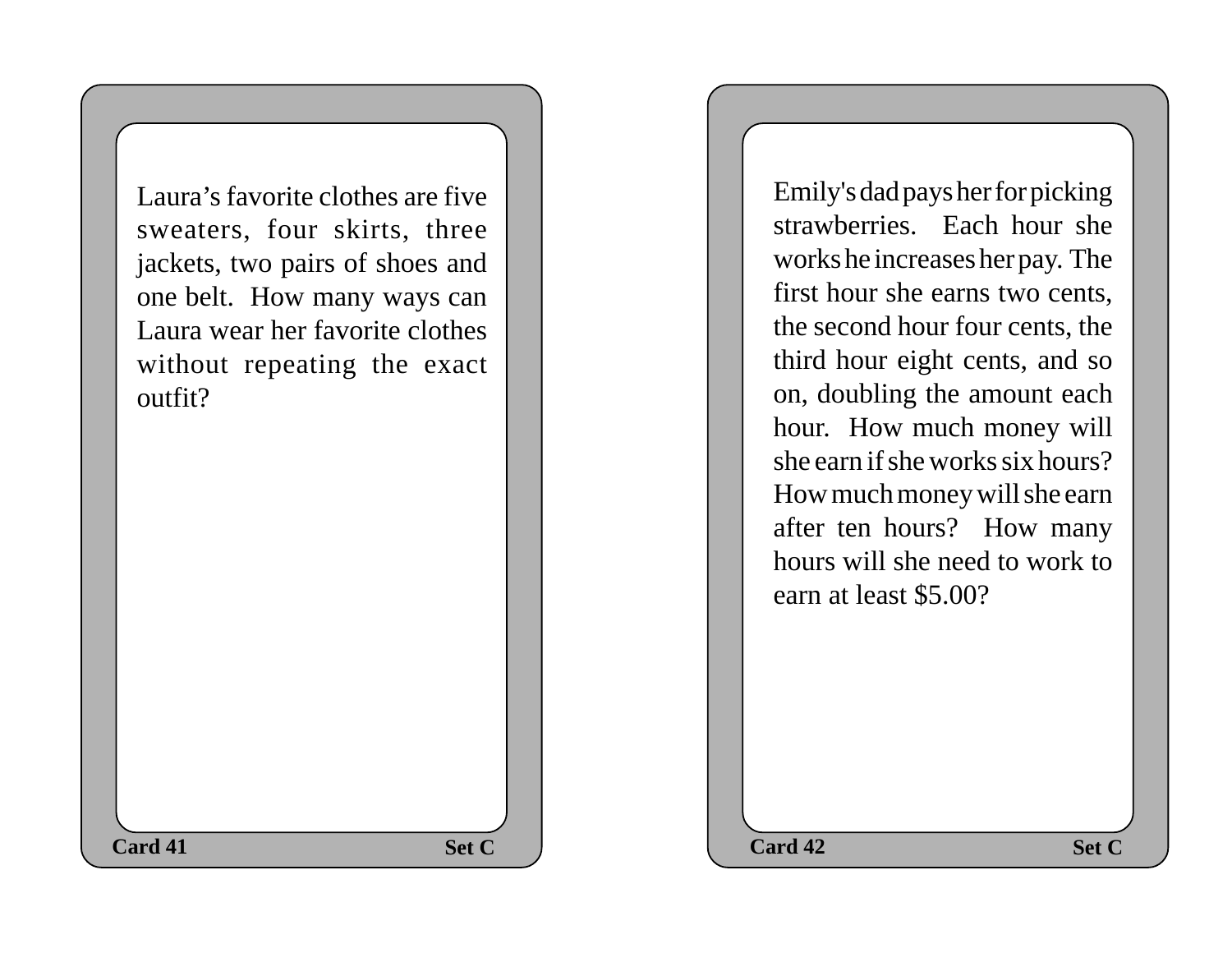Laura’s favorite clothes are five sweaters, four skirts, three jackets, two pairs of shoes and one belt. How many ways can Laura wear her favorite clothes without repeating the exact outfit?

**Card 41** **Set C**

---

Emily's dad pays her for picking strawberries. Each hour she works he increases her pay. The first hour she earns two cents, the second hour four cents, the third hour eight cents, and so on, doubling the amount each hour. How much money will she earn if she works six hours? How much money will she earn after ten hours? How many hours will she need to work to earn at least $5.00?

**Card 42** **Set C**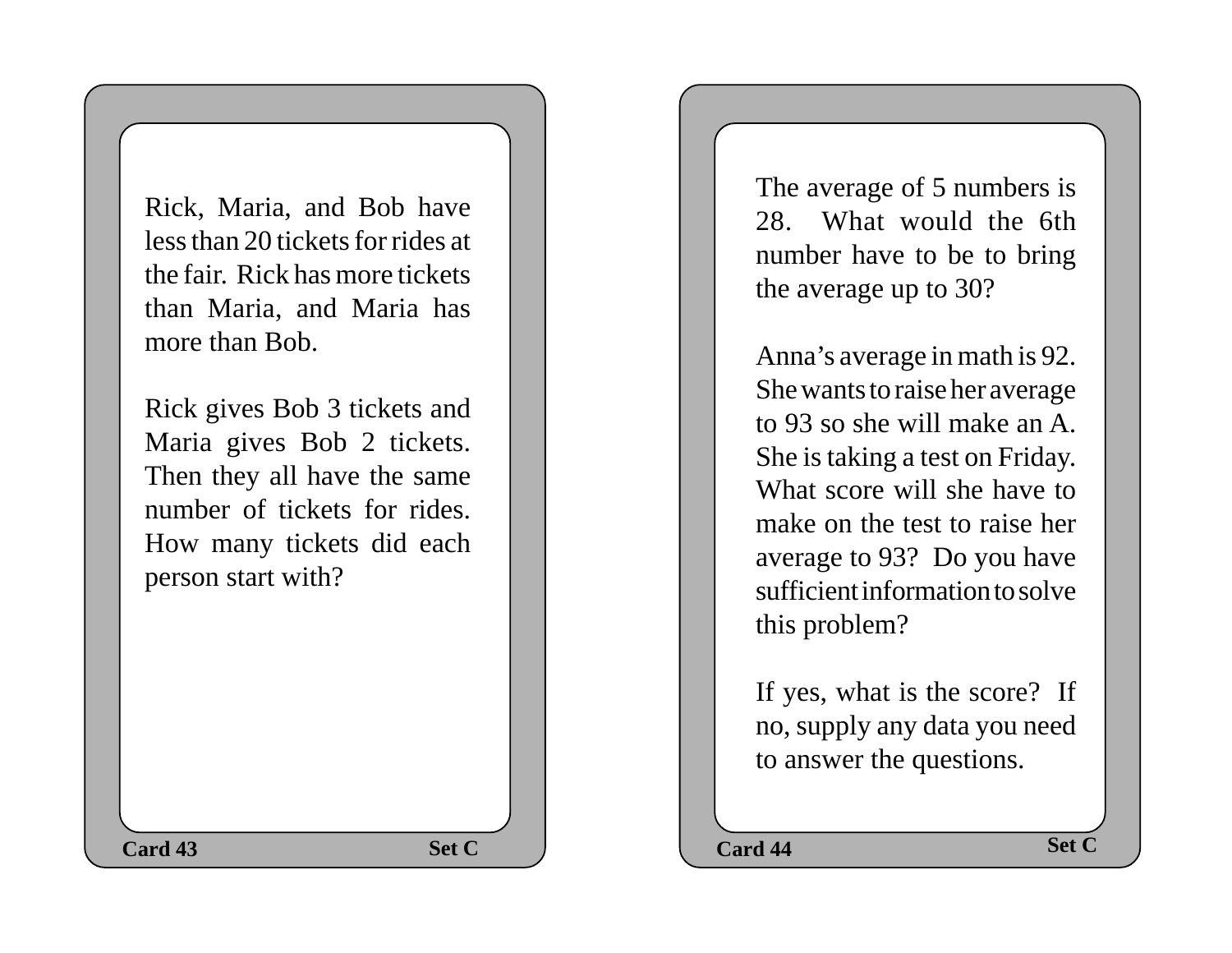Rick, Maria, and Bob have less than 20 tickets for rides at the fair. Rick has more tickets than Maria, and Maria has more than Bob.

Rick gives Bob 3 tickets and Maria gives Bob 2 tickets. Then they all have the same number of tickets for rides. How many tickets did each person start with?

**Card 43** **Set C**

The average of 5 numbers is 28. What would the 6th number have to be to bring the average up to 30?

Anna's average in math is 92. She wants to raise her average to 93 so she will make an A. She is taking a test on Friday. What score will she have to make on the test to raise her average to 93? Do you have sufficient information to solve this problem?

If yes, what is the score? If no, supply any data you need to answer the questions.

**Card 44** **Set C**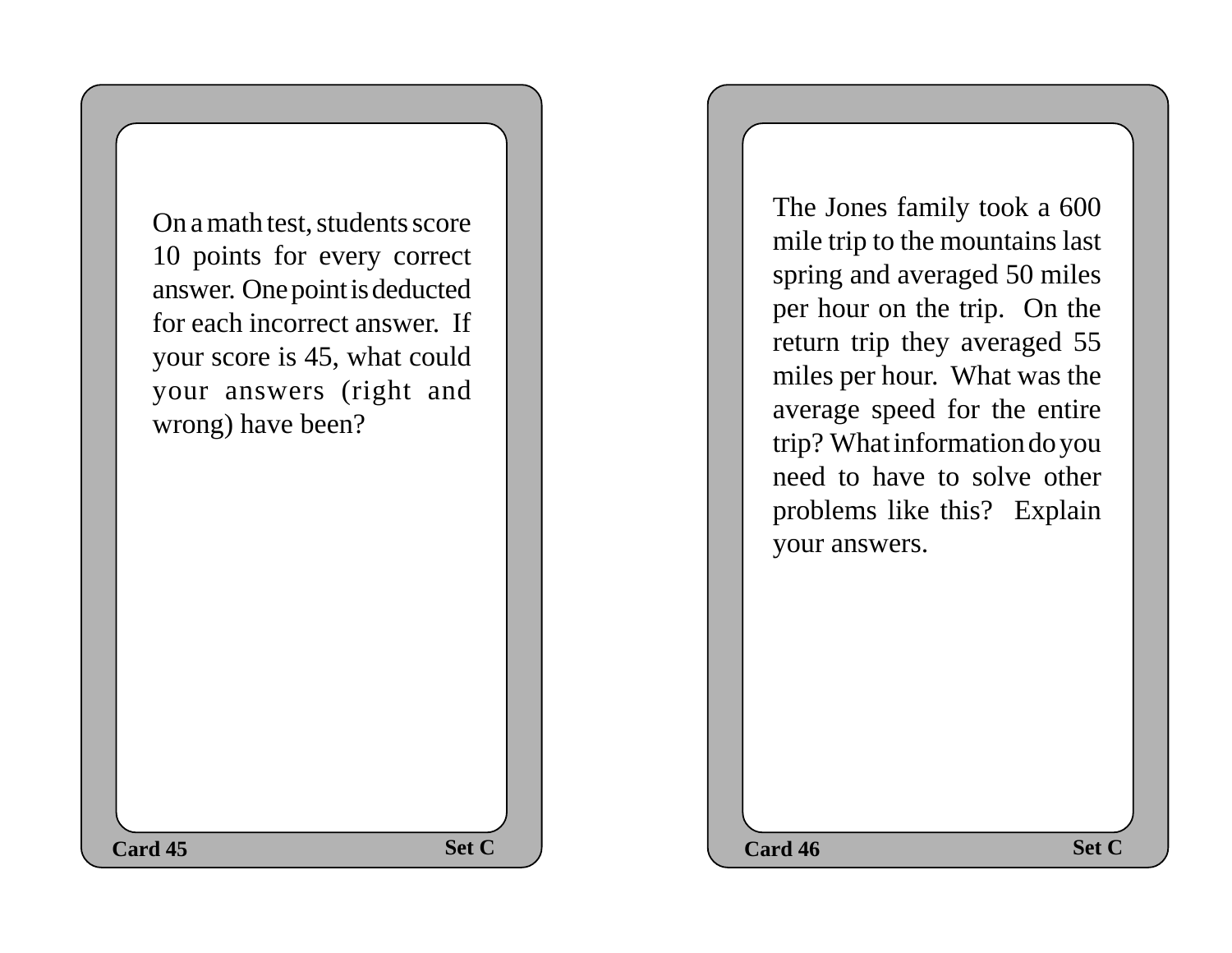On a math test, students score 10 points for every correct answer. One point is deducted for each incorrect answer. If your score is 45, what could your answers (right and wrong) have been?

**Card 45** **Set C**

The Jones family took a 600 mile trip to the mountains last spring and averaged 50 miles per hour on the trip. On the return trip they averaged 55 miles per hour. What was the average speed for the entire trip? What information do you need to have to solve other problems like this? Explain your answers.

**Card 46** **Set C**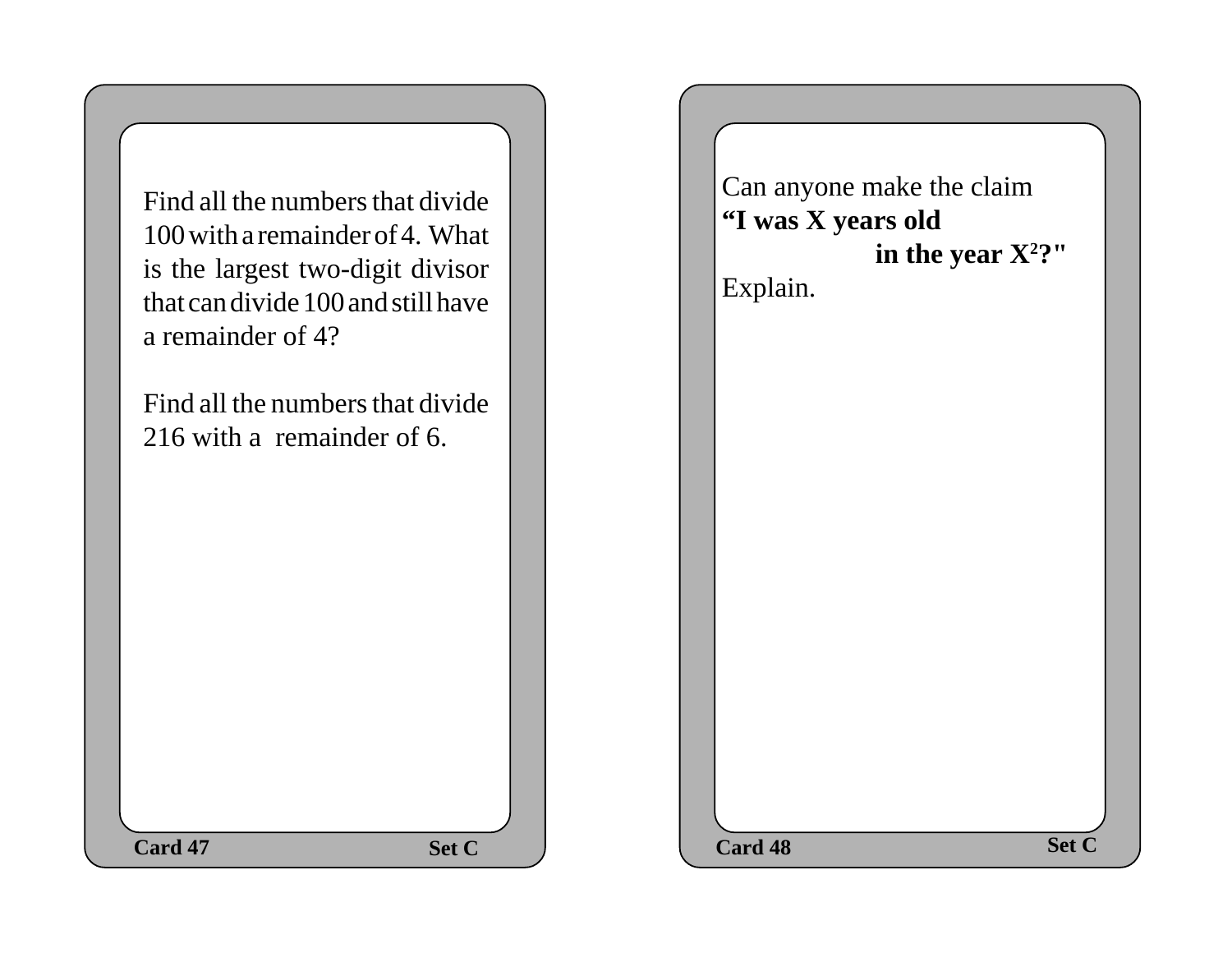Find all the numbers that divide 100 with a remainder of 4. What is the largest two-digit divisor that can divide 100 and still have a remainder of 4?

Find all the numbers that divide 216 with a remainder of 6.

**Card 47** **Set C**

Can anyone make the claim
**"I was X years old in the year $X^2$?"**
Explain.

**Card 48** **Set C**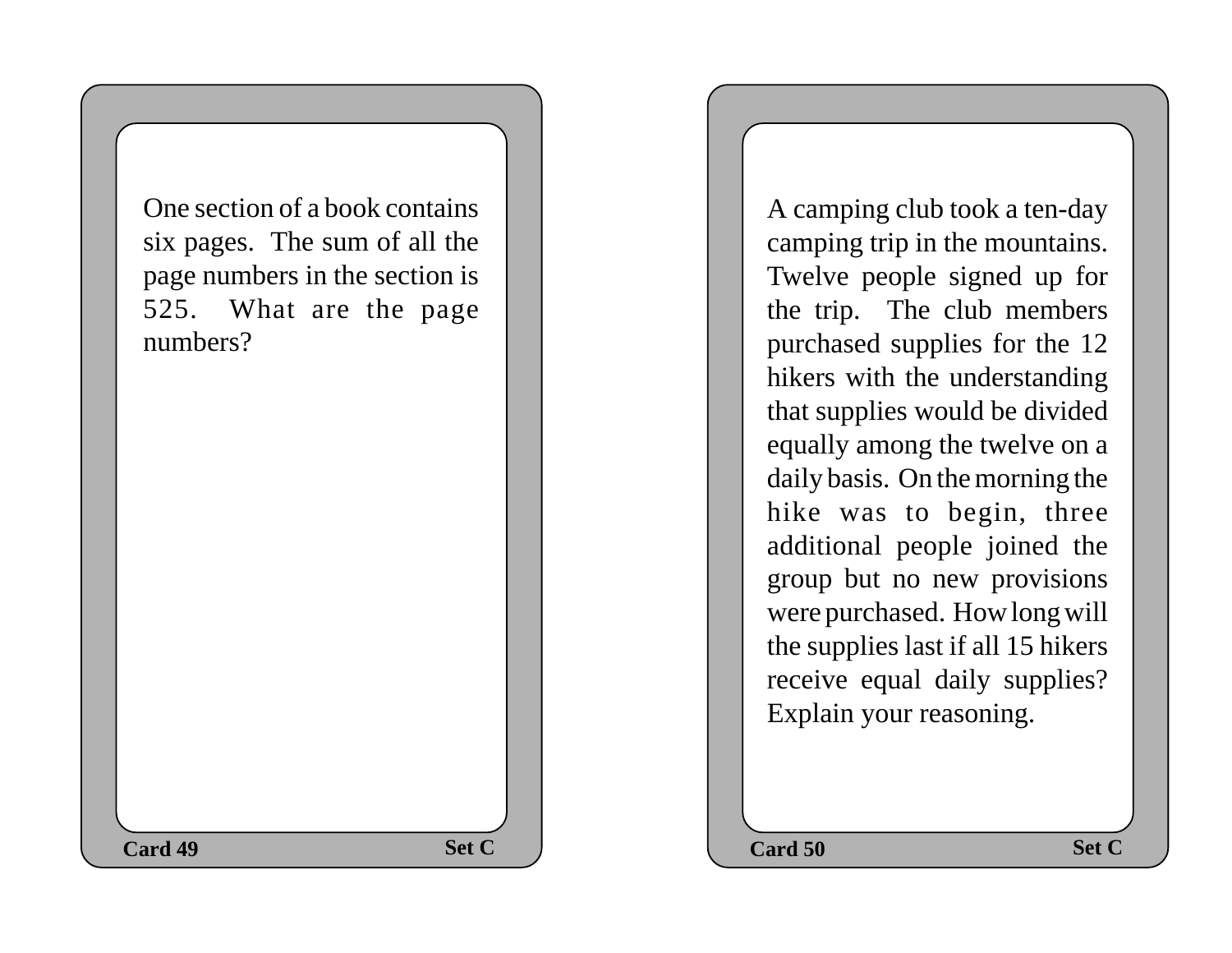One section of a book contains six pages. The sum of all the page numbers in the section is 525. What are the page numbers?

**Card 49** **Set C**

A camping club took a ten-day camping trip in the mountains. Twelve people signed up for the trip. The club members purchased supplies for the 12 hikers with the understanding that supplies would be divided equally among the twelve on a daily basis. On the morning the hike was to begin, three additional people joined the group but no new provisions were purchased. How long will the supplies last if all 15 hikers receive equal daily supplies? Explain your reasoning.

**Card 50** **Set C**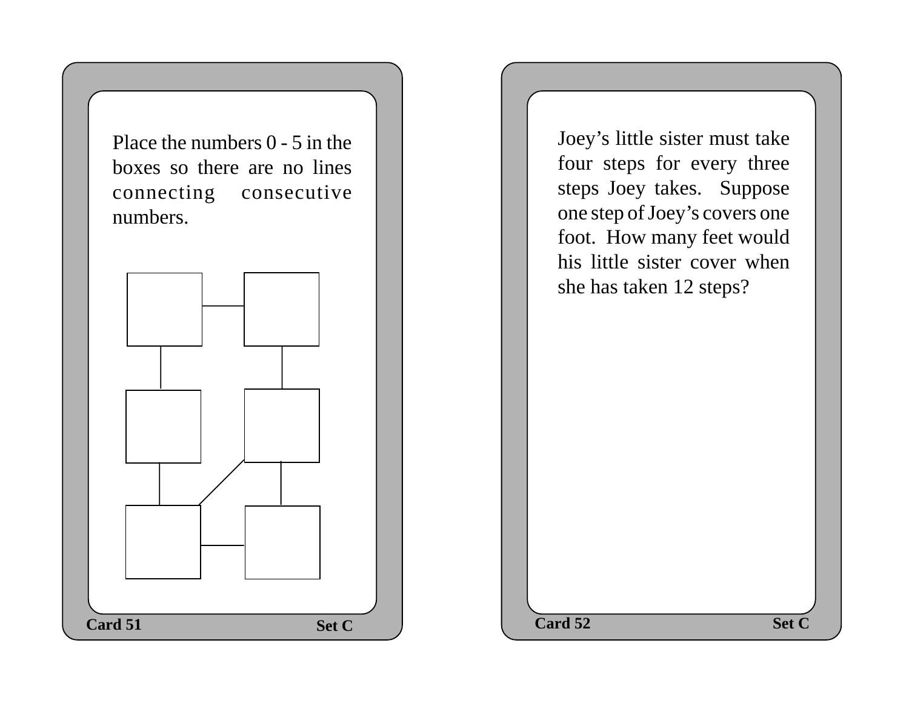Place the numbers 0 - 5 in the boxes so there are no lines connecting consecutive numbers.

Card 51 Set C

Joey's little sister must take four steps for every three steps Joey takes. Suppose one step of Joey's covers one foot. How many feet would his little sister cover when she has taken 12 steps?

Card 52 Set C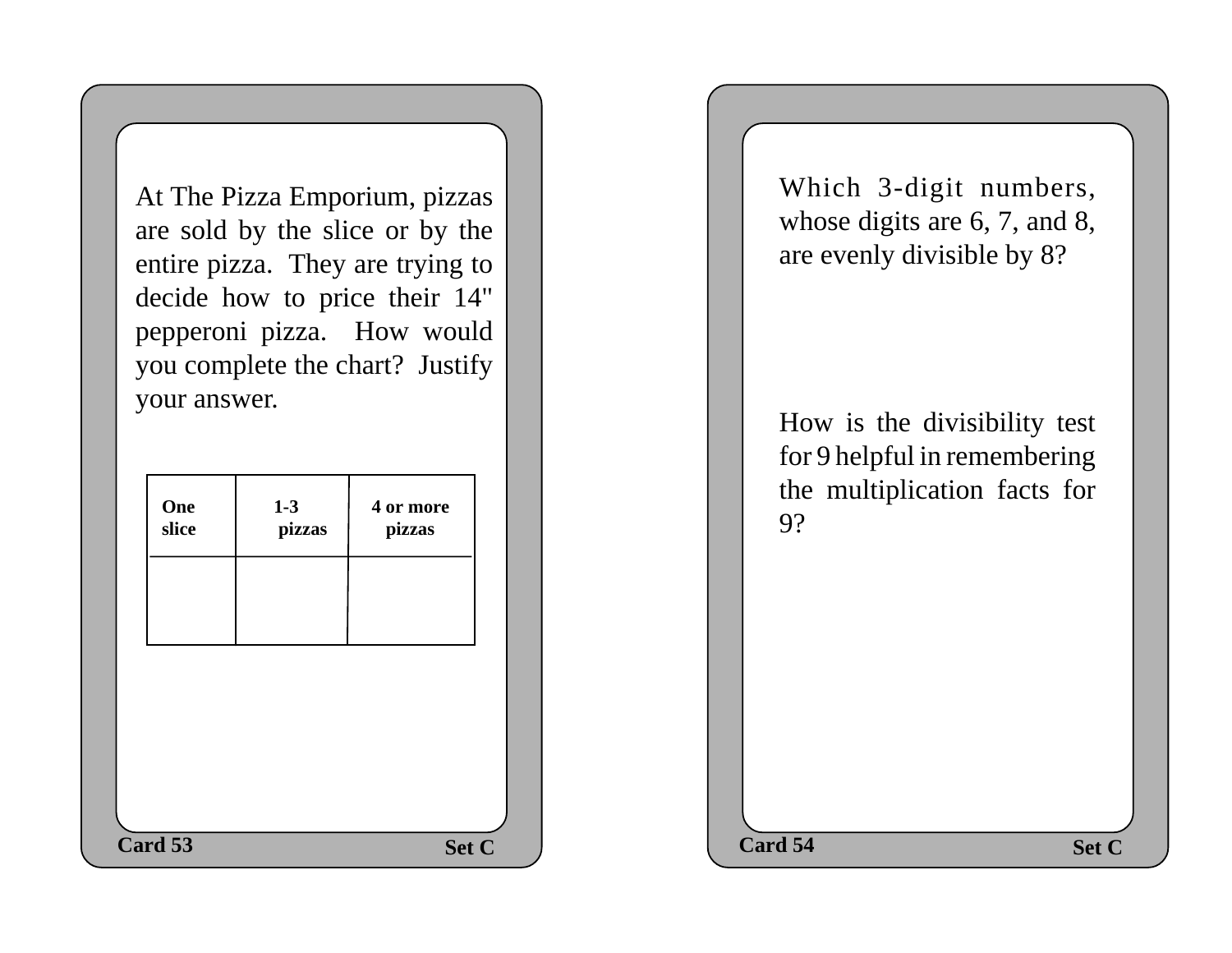At The Pizza Emporium, pizzas are sold by the slice or by the entire pizza. They are trying to decide how to price their 14" pepperoni pizza. How would you complete the chart? Justify your answer.

| One slice | 1-3 pizzas | 4 or more pizzas |
|---|---|---|
| | | |

**Card 53** **Set C**

Which 3-digit numbers, whose digits are 6, 7, and 8, are evenly divisible by 8?

How is the divisibility test for 9 helpful in remembering the multiplication facts for 9?

**Card 54** **Set C**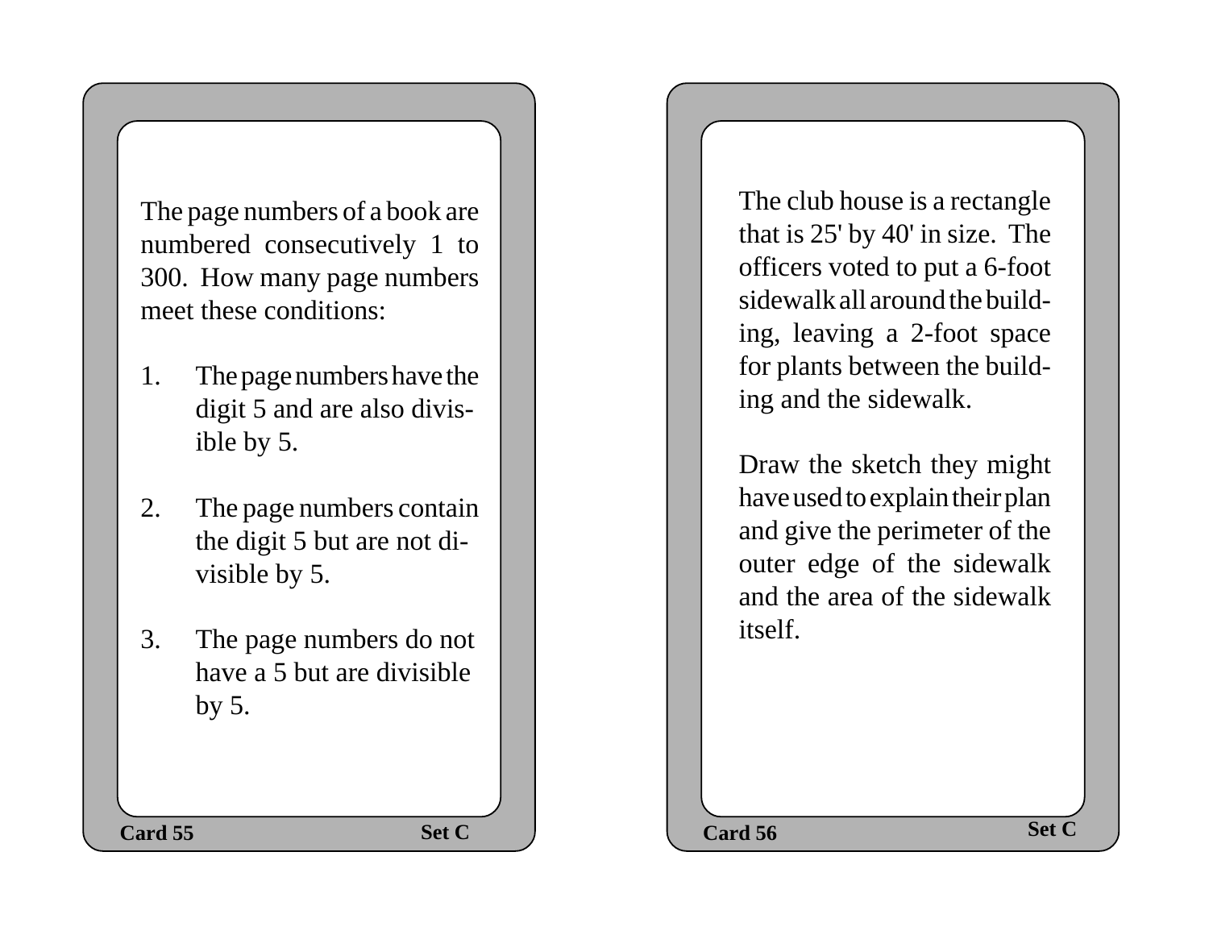The page numbers of a book are numbered consecutively 1 to 300. How many page numbers meet these conditions:

1. The page numbers have the digit 5 and are also divisible by 5.

2. The page numbers contain the digit 5 but are not divisible by 5.

3. The page numbers do not have a 5 but are divisible by 5.

**Card 55** **Set C**

The club house is a rectangle that is 25' by 40' in size. The officers voted to put a 6-foot sidewalk all around the building, leaving a 2-foot space for plants between the building and the sidewalk.

Draw the sketch they might have used to explain their plan and give the perimeter of the outer edge of the sidewalk and the area of the sidewalk itself.

**Card 56** **Set C**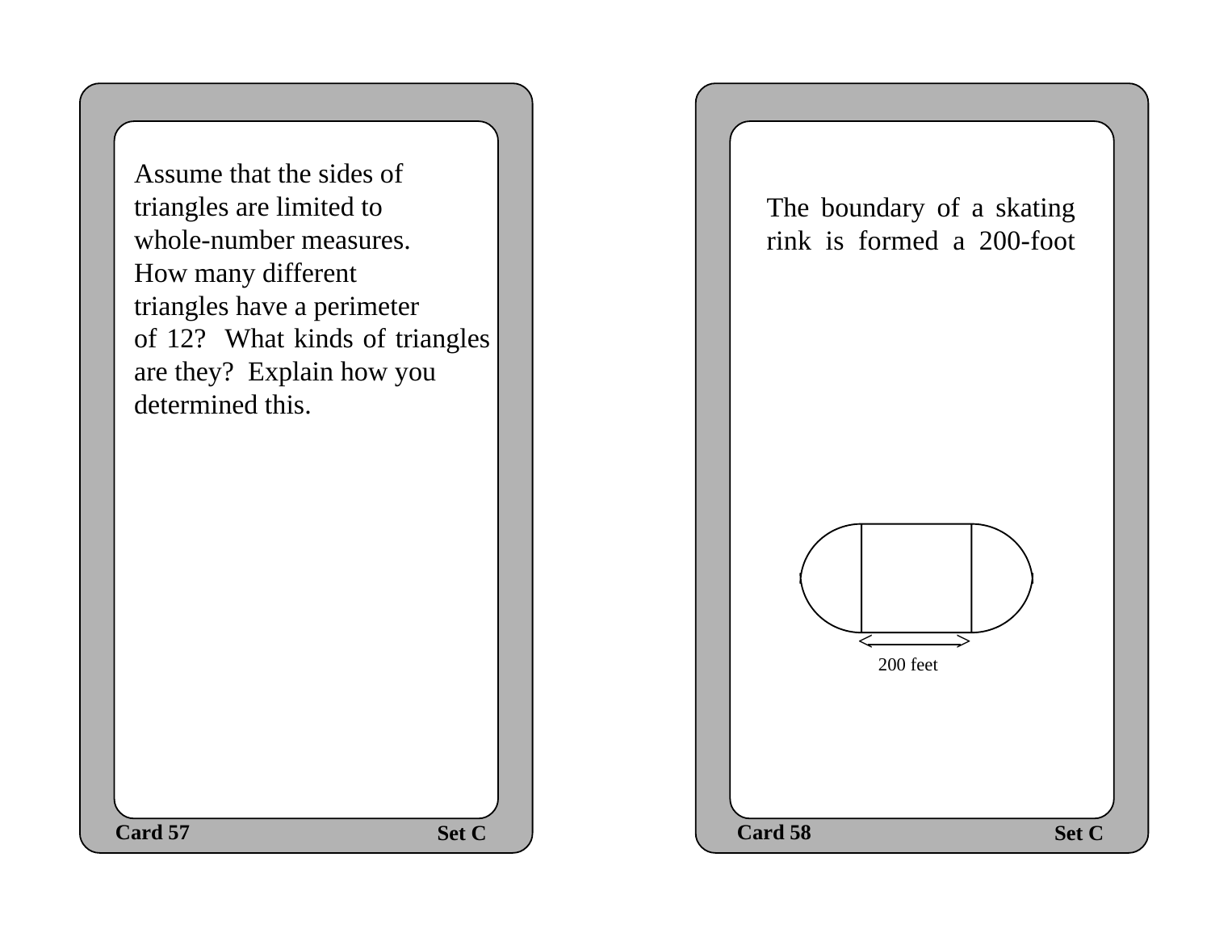Assume that the sides of triangles are limited to whole-number measures. How many different triangles have a perimeter of 12? What kinds of triangles are they? Explain how you determined this.

**Card 57** **Set C**

The boundary of a skating rink is formed a 200-foot

200 feet

**Card 58** **Set C**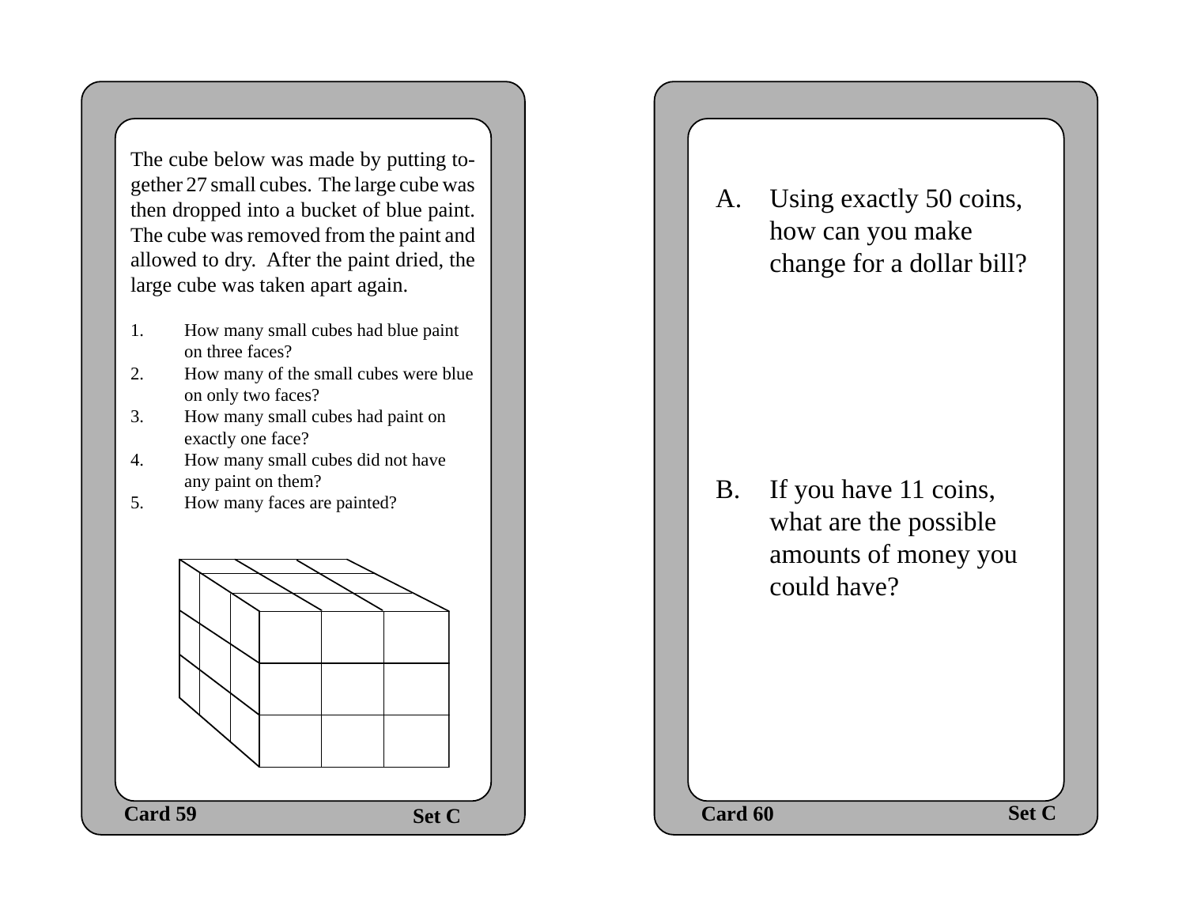The cube below was made by putting together 27 small cubes. The large cube was then dropped into a bucket of blue paint. The cube was removed from the paint and allowed to dry. After the paint dried, the large cube was taken apart again.

1. How many small cubes had blue paint on three faces?
2. How many of the small cubes were blue on only two faces?
3. How many small cubes had paint on exactly one face?
4. How many small cubes did not have any paint on them?
5. How many faces are painted?

**Card 59** **Set C**

A. Using exactly 50 coins, how can you make change for a dollar bill?

B. If you have 11 coins, what are the possible amounts of money you could have?

**Card 60** **Set C**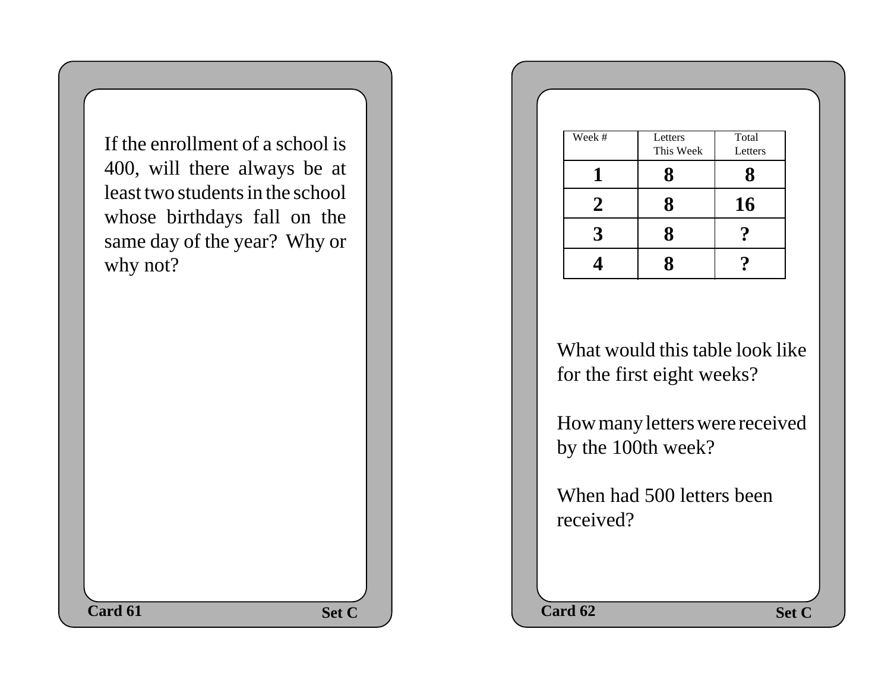If the enrollment of a school is 400, will there always be at least two students in the school whose birthdays fall on the same day of the year? Why or why not?

**Card 61** **Set C**

| Week # | Letters This Week | Total Letters |
|---|---|---|
| **1** | **8** | **8** |
| **2** | **8** | **16** |
| **3** | **8** | **?** |
| **4** | **8** | **?** |

What would this table look like for the first eight weeks?

How many letters were received by the 100th week?

When had 500 letters been received?

**Card 62** **Set C**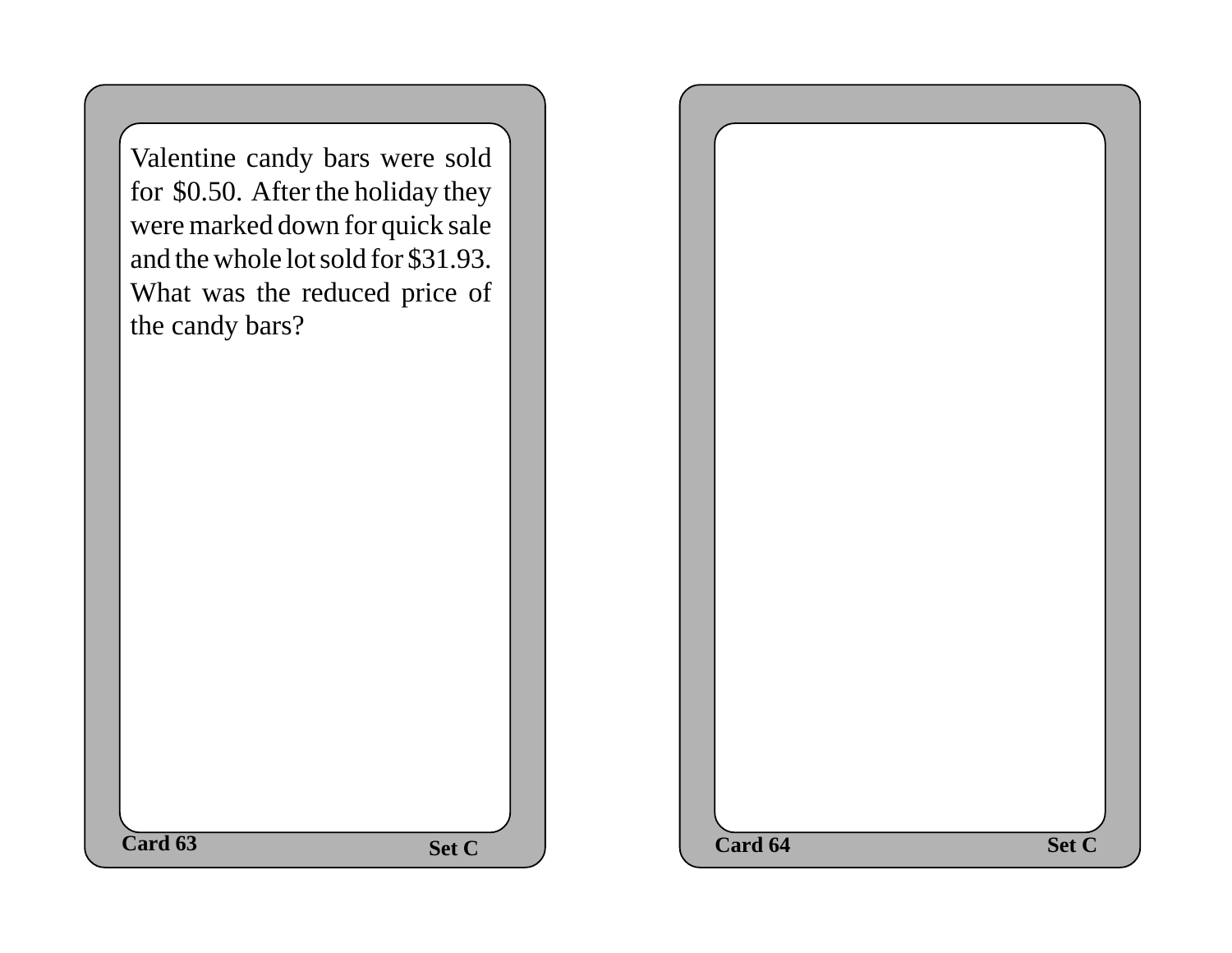Valentine candy bars were sold for $0.50. After the holiday they were marked down for quick sale and the whole lot sold for $31.93. What was the reduced price of the candy bars?

**Card 63** **Set C**

**Card 64** **Set C**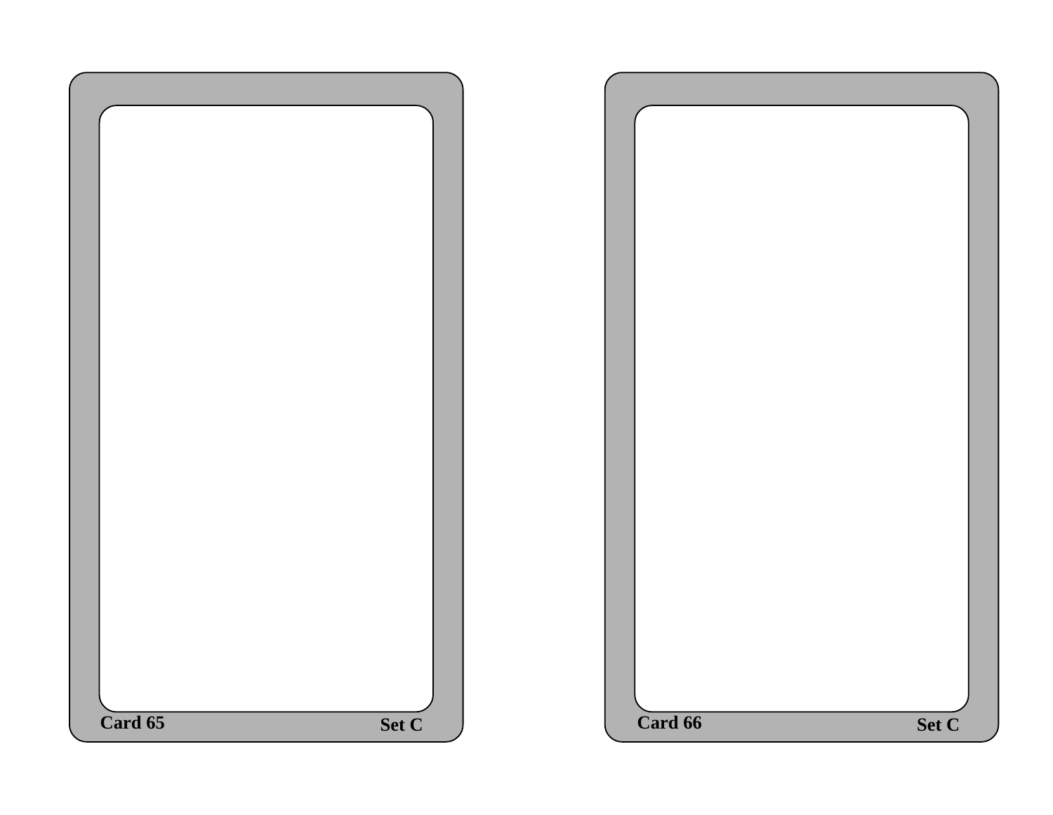Card 65

Set C

Card 66

Set C